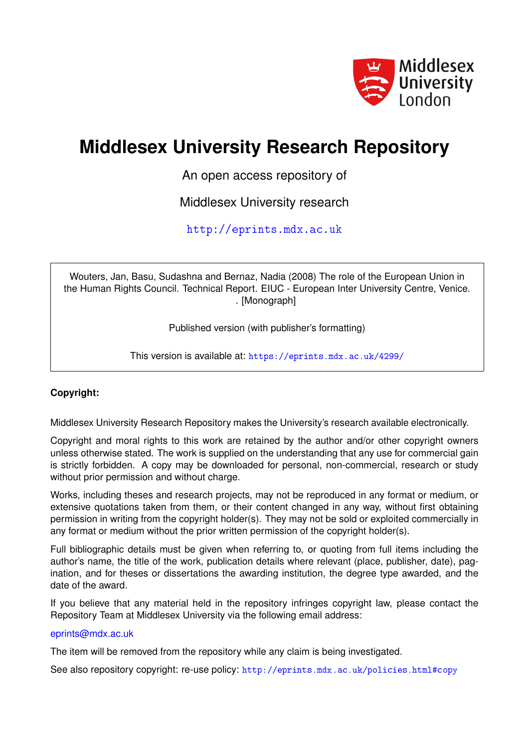# Middlesex University Research Repository

An open access repository of

Middlesex University research

http://eprints.mdx.ac.uk

Wouters, Jan, Basu, Sudashna and Bernaz, Nadia (2008) The role of the European Union in the Human Rights Council. Technical Report. EIUC - European Inter University Centre, Venice. . [Monograph]

Published version (with publisher's formatting)

This version is available at: https://eprints.mdx.ac.uk/4299/

**Copyright:**

Middlesex University Research Repository makes the University's research available electronically.

Copyright and moral rights to this work are retained by the author and/or other copyright owners unless otherwise stated. The work is supplied on the understanding that any use for commercial gain is strictly forbidden. A copy may be downloaded for personal, non-commercial, research or study without prior permission and without charge.

Works, including theses and research projects, may not be reproduced in any format or medium, or extensive quotations taken from them, or their content changed in any way, without first obtaining permission in writing from the copyright holder(s). They may not be sold or exploited commercially in any format or medium without the prior written permission of the copyright holder(s).

Full bibliographic details must be given when referring to, or quoting from full items including the author's name, the title of the work, publication details where relevant (place, publisher, date), pagination, and for theses or dissertations the awarding institution, the degree type awarded, and the date of the award.

If you believe that any material held in the repository infringes copyright law, please contact the Repository Team at Middlesex University via the following email address:

eprints@mdx.ac.uk

The item will be removed from the repository while any claim is being investigated.

See also repository copyright: re-use policy: http://eprints.mdx.ac.uk/policies.html#copy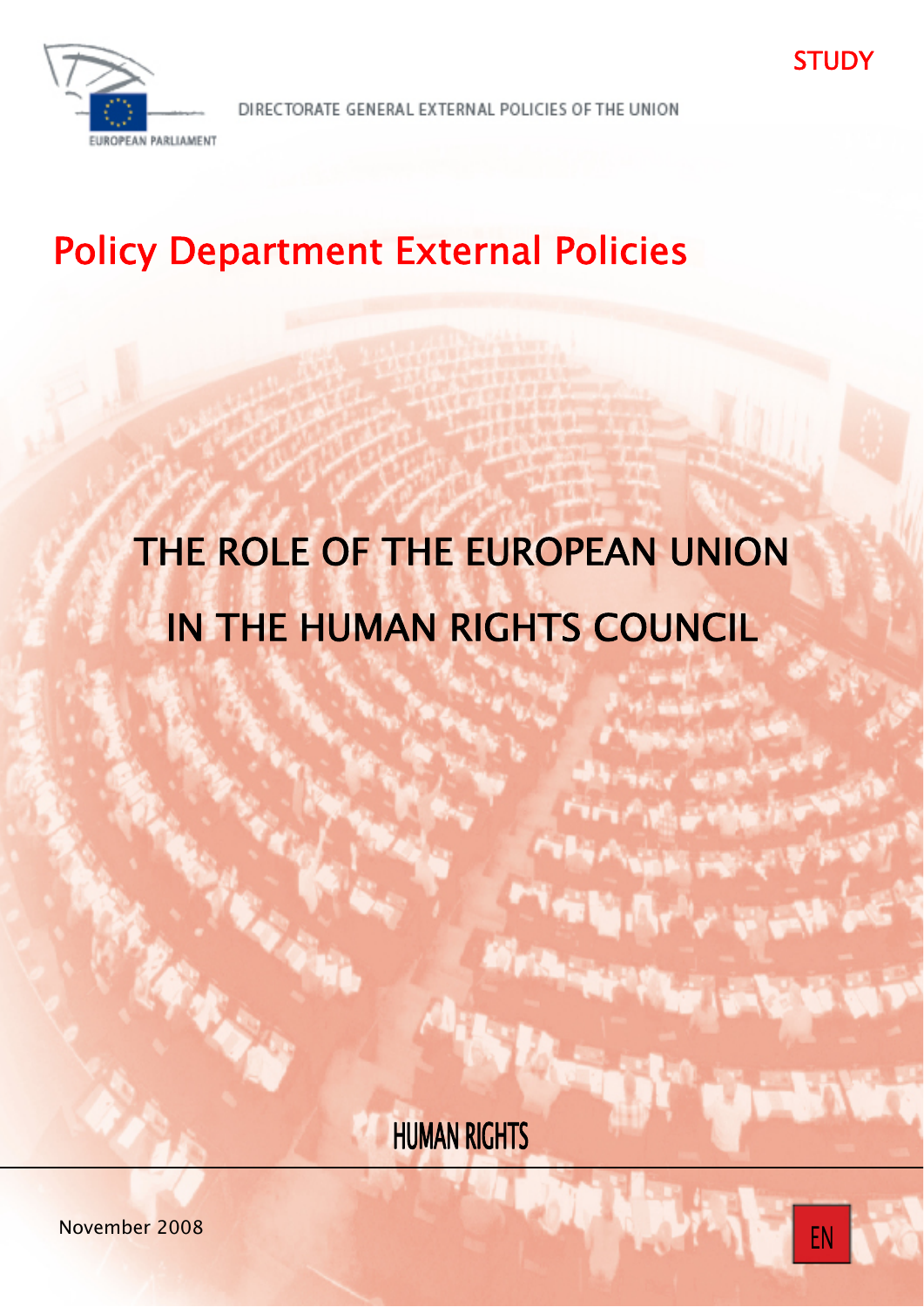STUDY

DIRECTORATE GENERAL EXTERNAL POLICIES OF THE UNION

# Policy Department External Policies

# THE ROLE OF THE EUROPEAN UNION IN THE HUMAN RIGHTS COUNCIL

HUMAN RIGHTS

November 2008

EN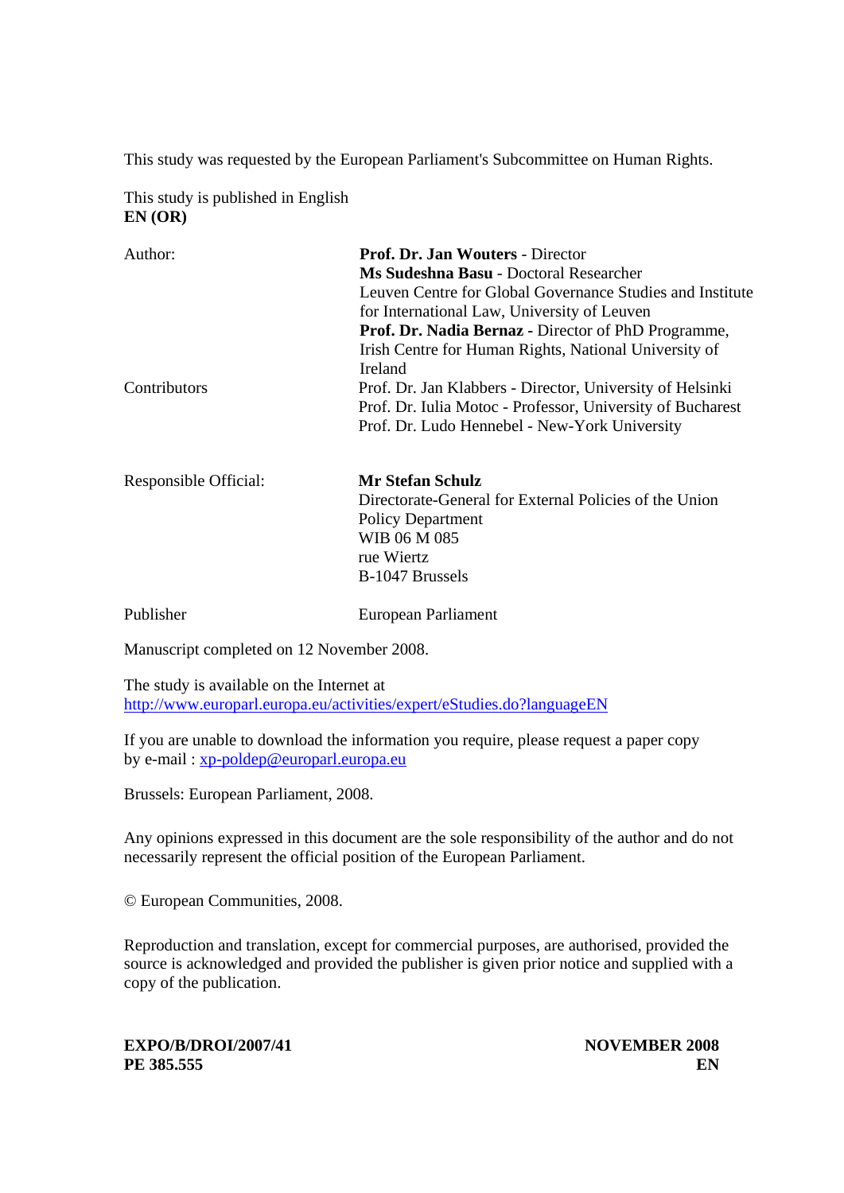This study was requested by the European Parliament's Subcommittee on Human Rights.

This study is published in English
**EN (OR)**

| | |
|---|---|
| Author: | **Prof. Dr. Jan Wouters** - Director<br>**Ms Sudeshna Basu** - Doctoral Researcher<br>Leuven Centre for Global Governance Studies and Institute for International Law, University of Leuven<br>**Prof. Dr. Nadia Bernaz** - Director of PhD Programme, Irish Centre for Human Rights, National University of Ireland |
| Contributors | Prof. Dr. Jan Klabbers - Director, University of Helsinki<br>Prof. Dr. Iulia Motoc - Professor, University of Bucharest<br>Prof. Dr. Ludo Hennebel - New-York University |
| Responsible Official: | **Mr Stefan Schulz**<br>Directorate-General for External Policies of the Union<br>Policy Department<br>WIB 06 M 085<br>rue Wiertz<br>B-1047 Brussels |
| Publisher | European Parliament |

Manuscript completed on 12 November 2008.

The study is available on the Internet at
http://www.europarl.europa.eu/activities/expert/eStudies.do?languageEN

If you are unable to download the information you require, please request a paper copy by e-mail : xp-poldep@europarl.europa.eu

Brussels: European Parliament, 2008.

Any opinions expressed in this document are the sole responsibility of the author and do not necessarily represent the official position of the European Parliament.

© European Communities, 2008.

Reproduction and translation, except for commercial purposes, are authorised, provided the source is acknowledged and provided the publisher is given prior notice and supplied with a copy of the publication.

**EXPO/B/DROI/2007/41** **NOVEMBER 2008**
**PE 385.555** **EN**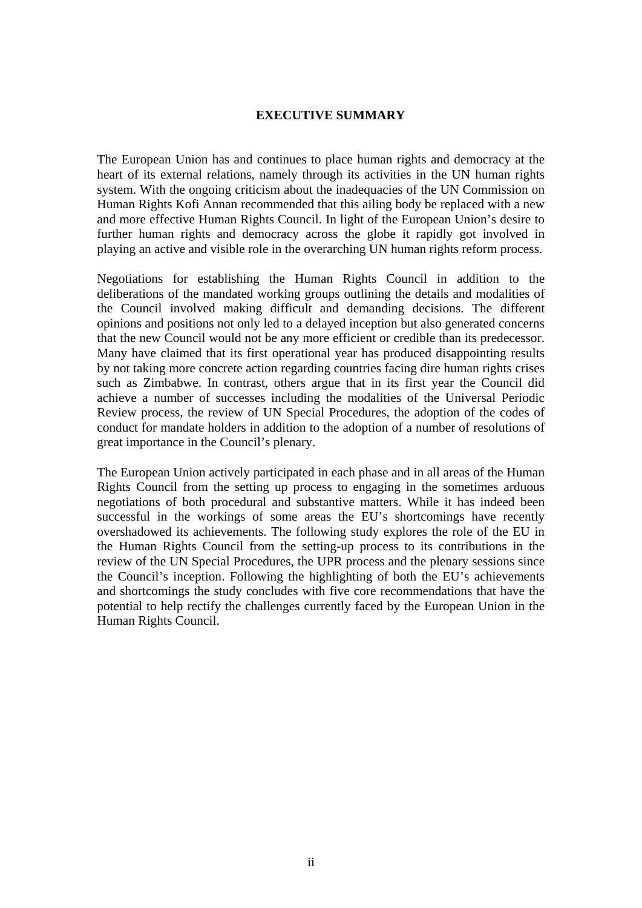# EXECUTIVE SUMMARY

The European Union has and continues to place human rights and democracy at the heart of its external relations, namely through its activities in the UN human rights system. With the ongoing criticism about the inadequacies of the UN Commission on Human Rights Kofi Annan recommended that this ailing body be replaced with a new and more effective Human Rights Council. In light of the European Union's desire to further human rights and democracy across the globe it rapidly got involved in playing an active and visible role in the overarching UN human rights reform process.

Negotiations for establishing the Human Rights Council in addition to the deliberations of the mandated working groups outlining the details and modalities of the Council involved making difficult and demanding decisions. The different opinions and positions not only led to a delayed inception but also generated concerns that the new Council would not be any more efficient or credible than its predecessor. Many have claimed that its first operational year has produced disappointing results by not taking more concrete action regarding countries facing dire human rights crises such as Zimbabwe. In contrast, others argue that in its first year the Council did achieve a number of successes including the modalities of the Universal Periodic Review process, the review of UN Special Procedures, the adoption of the codes of conduct for mandate holders in addition to the adoption of a number of resolutions of great importance in the Council's plenary.

The European Union actively participated in each phase and in all areas of the Human Rights Council from the setting up process to engaging in the sometimes arduous negotiations of both procedural and substantive matters. While it has indeed been successful in the workings of some areas the EU's shortcomings have recently overshadowed its achievements. The following study explores the role of the EU in the Human Rights Council from the setting-up process to its contributions in the review of the UN Special Procedures, the UPR process and the plenary sessions since the Council's inception. Following the highlighting of both the EU's achievements and shortcomings the study concludes with five core recommendations that have the potential to help rectify the challenges currently faced by the European Union in the Human Rights Council.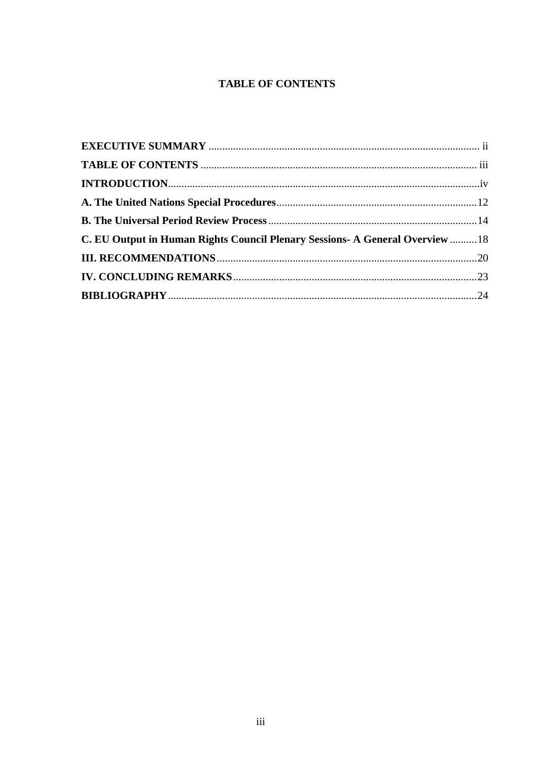# TABLE OF CONTENTS

**EXECUTIVE SUMMARY** .................................................................................................... ii

**TABLE OF CONTENTS** ..................................................................................................... iii

**INTRODUCTION**...................................................................................................................iv

**A. The United Nations Special Procedures**..........................................................................12

**B. The Universal Period Review Process**.............................................................................14

**C. EU Output in Human Rights Council Plenary Sessions- A General Overview**..........18

**III. RECOMMENDATIONS**................................................................................................20

**IV. CONCLUDING REMARKS**..........................................................................................23

**BIBLIOGRAPHY**..................................................................................................................24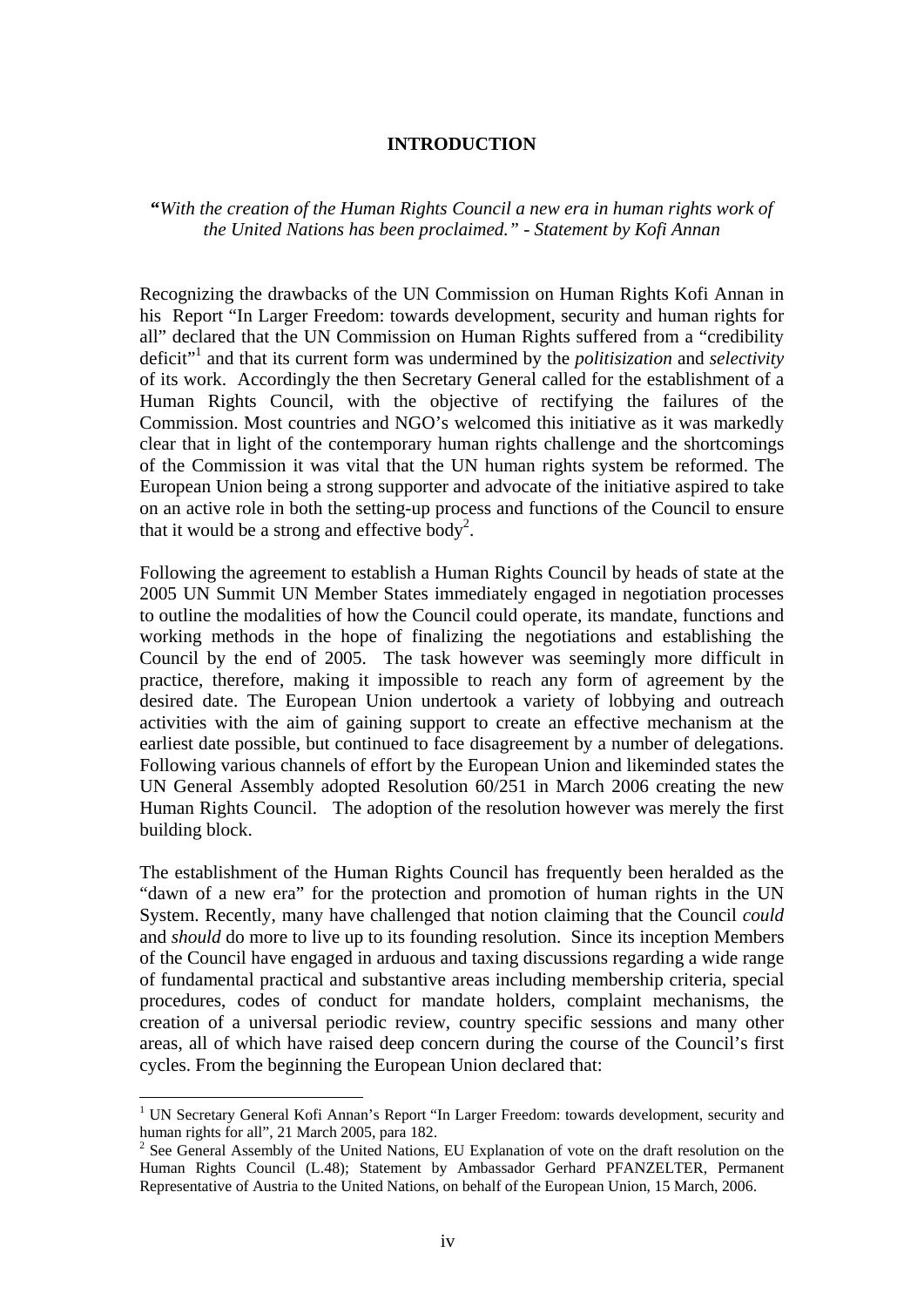# INTRODUCTION

***"With the creation of the Human Rights Council a new era in human rights work of the United Nations has been proclaimed." - Statement by Kofi Annan***

Recognizing the drawbacks of the UN Commission on Human Rights Kofi Annan in his Report "In Larger Freedom: towards development, security and human rights for all" declared that the UN Commission on Human Rights suffered from a "credibility deficit"[1] and that its current form was undermined by the *politisization* and *selectivity* of its work. Accordingly the then Secretary General called for the establishment of a Human Rights Council, with the objective of rectifying the failures of the Commission. Most countries and NGO's welcomed this initiative as it was markedly clear that in light of the contemporary human rights challenge and the shortcomings of the Commission it was vital that the UN human rights system be reformed. The European Union being a strong supporter and advocate of the initiative aspired to take on an active role in both the setting-up process and functions of the Council to ensure that it would be a strong and effective body[2].

Following the agreement to establish a Human Rights Council by heads of state at the 2005 UN Summit UN Member States immediately engaged in negotiation processes to outline the modalities of how the Council could operate, its mandate, functions and working methods in the hope of finalizing the negotiations and establishing the Council by the end of 2005. The task however was seemingly more difficult in practice, therefore, making it impossible to reach any form of agreement by the desired date. The European Union undertook a variety of lobbying and outreach activities with the aim of gaining support to create an effective mechanism at the earliest date possible, but continued to face disagreement by a number of delegations. Following various channels of effort by the European Union and likeminded states the UN General Assembly adopted Resolution 60/251 in March 2006 creating the new Human Rights Council. The adoption of the resolution however was merely the first building block.

The establishment of the Human Rights Council has frequently been heralded as the "dawn of a new era" for the protection and promotion of human rights in the UN System. Recently, many have challenged that notion claiming that the Council *could* and *should* do more to live up to its founding resolution. Since its inception Members of the Council have engaged in arduous and taxing discussions regarding a wide range of fundamental practical and substantive areas including membership criteria, special procedures, codes of conduct for mandate holders, complaint mechanisms, the creation of a universal periodic review, country specific sessions and many other areas, all of which have raised deep concern during the course of the Council's first cycles. From the beginning the European Union declared that:

---

[1] UN Secretary General Kofi Annan's Report "In Larger Freedom: towards development, security and human rights for all", 21 March 2005, para 182.

[2] See General Assembly of the United Nations, EU Explanation of vote on the draft resolution on the Human Rights Council (L.48); Statement by Ambassador Gerhard PFANZELTER, Permanent Representative of Austria to the United Nations, on behalf of the European Union, 15 March, 2006.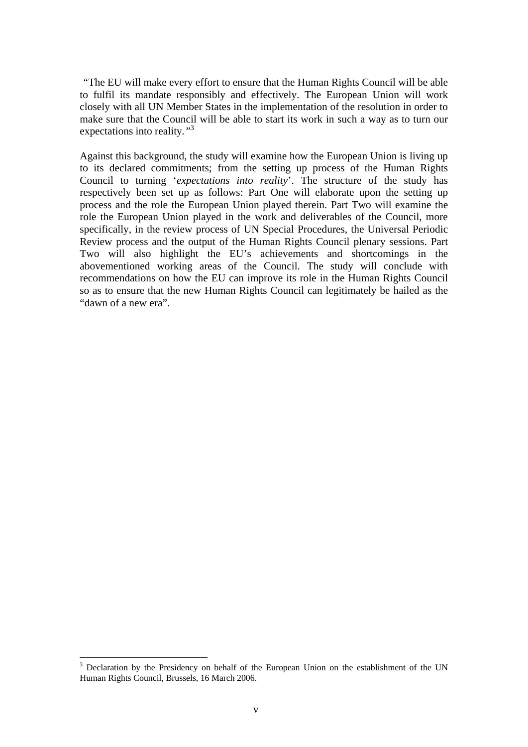"The EU will make every effort to ensure that the Human Rights Council will be able to fulfil its mandate responsibly and effectively. The European Union will work closely with all UN Member States in the implementation of the resolution in order to make sure that the Council will be able to start its work in such a way as to turn our expectations into reality."[3]

Against this background, the study will examine how the European Union is living up to its declared commitments; from the setting up process of the Human Rights Council to turning '*expectations into reality*'. The structure of the study has respectively been set up as follows: Part One will elaborate upon the setting up process and the role the European Union played therein. Part Two will examine the role the European Union played in the work and deliverables of the Council, more specifically, in the review process of UN Special Procedures, the Universal Periodic Review process and the output of the Human Rights Council plenary sessions. Part Two will also highlight the EU's achievements and shortcomings in the abovementioned working areas of the Council. The study will conclude with recommendations on how the EU can improve its role in the Human Rights Council so as to ensure that the new Human Rights Council can legitimately be hailed as the "dawn of a new era".

[3] Declaration by the Presidency on behalf of the European Union on the establishment of the UN Human Rights Council, Brussels, 16 March 2006.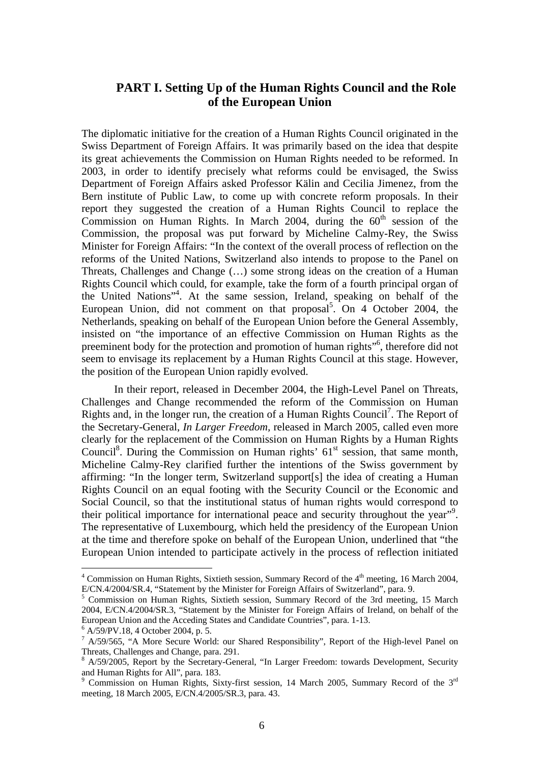## PART I. Setting Up of the Human Rights Council and the Role of the European Union

The diplomatic initiative for the creation of a Human Rights Council originated in the Swiss Department of Foreign Affairs. It was primarily based on the idea that despite its great achievements the Commission on Human Rights needed to be reformed. In 2003, in order to identify precisely what reforms could be envisaged, the Swiss Department of Foreign Affairs asked Professor Kälin and Cecilia Jimenez, from the Bern institute of Public Law, to come up with concrete reform proposals. In their report they suggested the creation of a Human Rights Council to replace the Commission on Human Rights. In March 2004, during the 60th session of the Commission, the proposal was put forward by Micheline Calmy-Rey, the Swiss Minister for Foreign Affairs: "In the context of the overall process of reflection on the reforms of the United Nations, Switzerland also intends to propose to the Panel on Threats, Challenges and Change (…) some strong ideas on the creation of a Human Rights Council which could, for example, take the form of a fourth principal organ of the United Nations"[4]. At the same session, Ireland, speaking on behalf of the European Union, did not comment on that proposal[5]. On 4 October 2004, the Netherlands, speaking on behalf of the European Union before the General Assembly, insisted on "the importance of an effective Commission on Human Rights as the preeminent body for the protection and promotion of human rights"[6], therefore did not seem to envisage its replacement by a Human Rights Council at this stage. However, the position of the European Union rapidly evolved.

In their report, released in December 2004, the High-Level Panel on Threats, Challenges and Change recommended the reform of the Commission on Human Rights and, in the longer run, the creation of a Human Rights Council[7]. The Report of the Secretary-General, *In Larger Freedom,* released in March 2005, called even more clearly for the replacement of the Commission on Human Rights by a Human Rights Council[8]. During the Commission on Human rights' 61st session, that same month, Micheline Calmy-Rey clarified further the intentions of the Swiss government by affirming: "In the longer term, Switzerland support[s] the idea of creating a Human Rights Council on an equal footing with the Security Council or the Economic and Social Council, so that the institutional status of human rights would correspond to their political importance for international peace and security throughout the year"[9]. The representative of Luxembourg, which held the presidency of the European Union at the time and therefore spoke on behalf of the European Union, underlined that "the European Union intended to participate actively in the process of reflection initiated

---

[4] Commission on Human Rights, Sixtieth session, Summary Record of the 4th meeting, 16 March 2004, E/CN.4/2004/SR.4, "Statement by the Minister for Foreign Affairs of Switzerland", para. 9.

[5] Commission on Human Rights, Sixtieth session, Summary Record of the 3rd meeting, 15 March 2004, E/CN.4/2004/SR.3, "Statement by the Minister for Foreign Affairs of Ireland, on behalf of the European Union and the Acceding States and Candidate Countries", para. 1-13.

[6] A/59/PV.18, 4 October 2004, p. 5.

[7] A/59/565, "A More Secure World: our Shared Responsibility", Report of the High-level Panel on Threats, Challenges and Change, para. 291.

[8] A/59/2005, Report by the Secretary-General, "In Larger Freedom: towards Development, Security and Human Rights for All", para. 183.

[9] Commission on Human Rights, Sixty-first session, 14 March 2005, Summary Record of the 3rd meeting, 18 March 2005, E/CN.4/2005/SR.3, para. 43.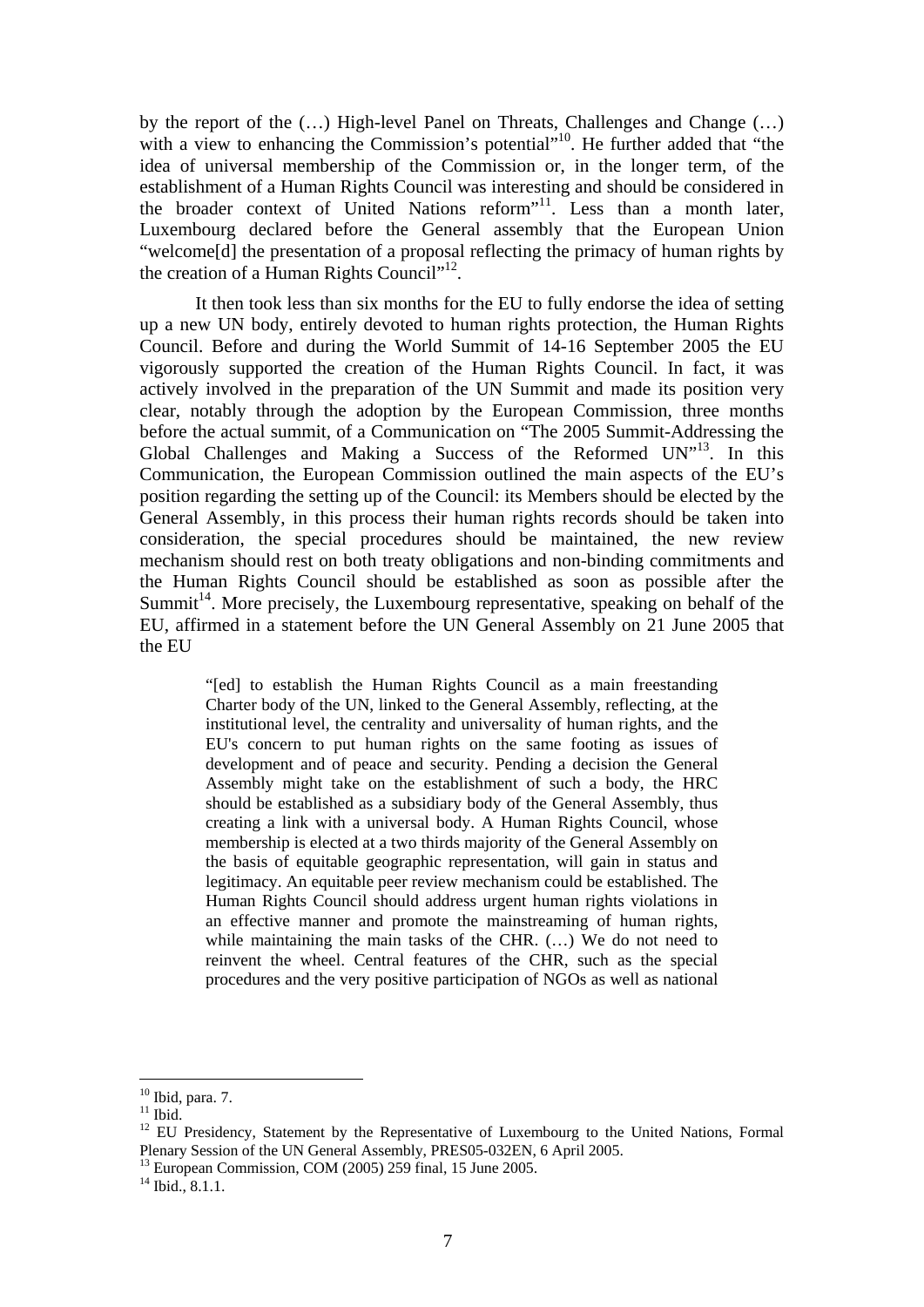by the report of the (…) High-level Panel on Threats, Challenges and Change (…) with a view to enhancing the Commission's potential"[10]. He further added that "the idea of universal membership of the Commission or, in the longer term, of the establishment of a Human Rights Council was interesting and should be considered in the broader context of United Nations reform"[11]. Less than a month later, Luxembourg declared before the General assembly that the European Union "welcome[d] the presentation of a proposal reflecting the primacy of human rights by the creation of a Human Rights Council"[12].

It then took less than six months for the EU to fully endorse the idea of setting up a new UN body, entirely devoted to human rights protection, the Human Rights Council. Before and during the World Summit of 14-16 September 2005 the EU vigorously supported the creation of the Human Rights Council. In fact, it was actively involved in the preparation of the UN Summit and made its position very clear, notably through the adoption by the European Commission, three months before the actual summit, of a Communication on "The 2005 Summit-Addressing the Global Challenges and Making a Success of the Reformed UN"[13]. In this Communication, the European Commission outlined the main aspects of the EU's position regarding the setting up of the Council: its Members should be elected by the General Assembly, in this process their human rights records should be taken into consideration, the special procedures should be maintained, the new review mechanism should rest on both treaty obligations and non-binding commitments and the Human Rights Council should be established as soon as possible after the Summit[14]. More precisely, the Luxembourg representative, speaking on behalf of the EU, affirmed in a statement before the UN General Assembly on 21 June 2005 that the EU

> "[ed] to establish the Human Rights Council as a main freestanding Charter body of the UN, linked to the General Assembly, reflecting, at the institutional level, the centrality and universality of human rights, and the EU's concern to put human rights on the same footing as issues of development and of peace and security. Pending a decision the General Assembly might take on the establishment of such a body, the HRC should be established as a subsidiary body of the General Assembly, thus creating a link with a universal body. A Human Rights Council, whose membership is elected at a two thirds majority of the General Assembly on the basis of equitable geographic representation, will gain in status and legitimacy. An equitable peer review mechanism could be established. The Human Rights Council should address urgent human rights violations in an effective manner and promote the mainstreaming of human rights, while maintaining the main tasks of the CHR. (…) We do not need to reinvent the wheel. Central features of the CHR, such as the special procedures and the very positive participation of NGOs as well as national

---

[10] Ibid, para. 7.

[11] Ibid.

[12] EU Presidency, Statement by the Representative of Luxembourg to the United Nations, Formal Plenary Session of the UN General Assembly, PRES05-032EN, 6 April 2005.

[13] European Commission, COM (2005) 259 final, 15 June 2005.

[14] Ibid., 8.1.1.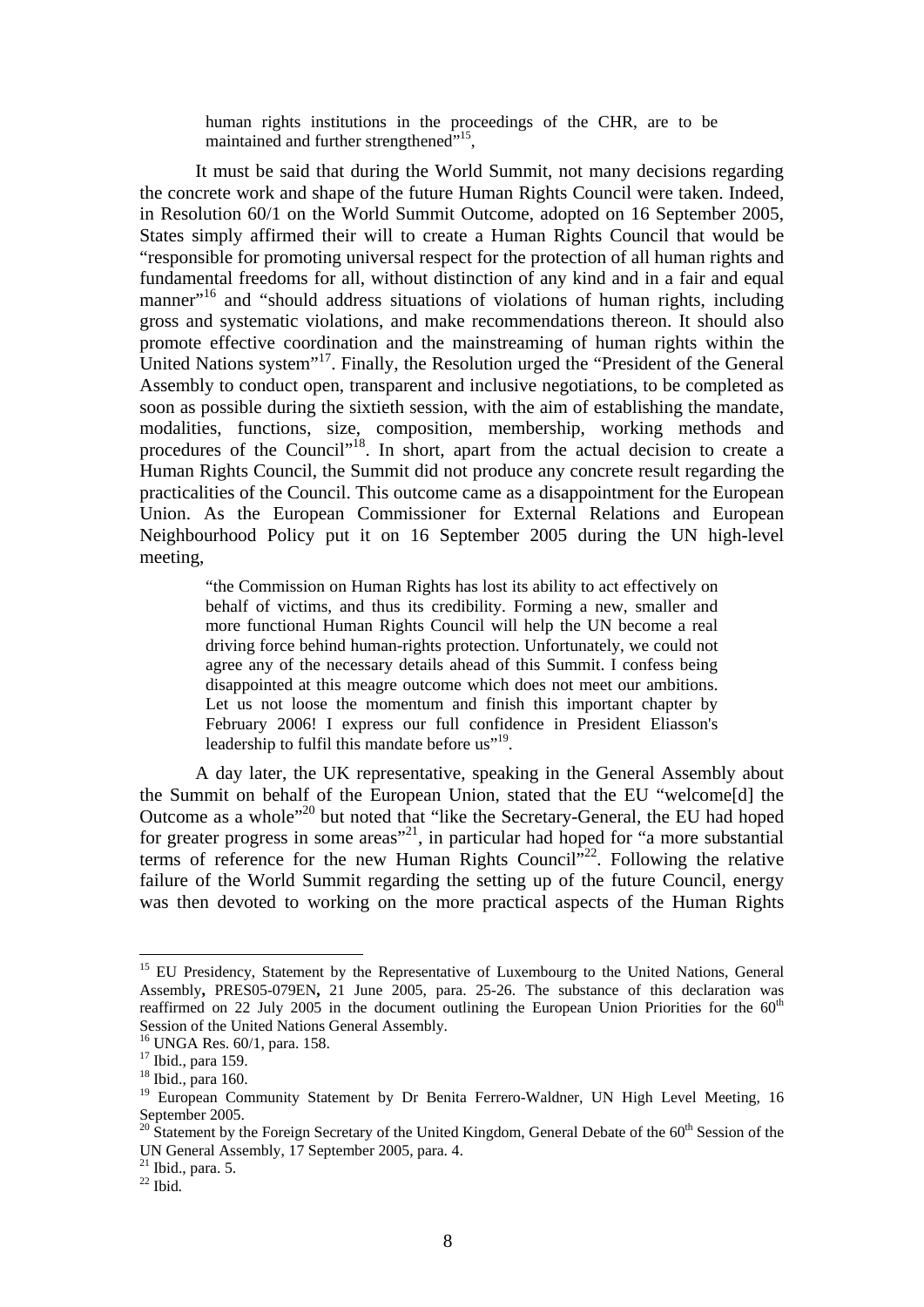> human rights institutions in the proceedings of the CHR, are to be maintained and further strengthened"[15],

It must be said that during the World Summit, not many decisions regarding the concrete work and shape of the future Human Rights Council were taken. Indeed, in Resolution 60/1 on the World Summit Outcome, adopted on 16 September 2005, States simply affirmed their will to create a Human Rights Council that would be "responsible for promoting universal respect for the protection of all human rights and fundamental freedoms for all, without distinction of any kind and in a fair and equal manner"[16] and "should address situations of violations of human rights, including gross and systematic violations, and make recommendations thereon. It should also promote effective coordination and the mainstreaming of human rights within the United Nations system"[17]. Finally, the Resolution urged the "President of the General Assembly to conduct open, transparent and inclusive negotiations, to be completed as soon as possible during the sixtieth session, with the aim of establishing the mandate, modalities, functions, size, composition, membership, working methods and procedures of the Council"[18]. In short, apart from the actual decision to create a Human Rights Council, the Summit did not produce any concrete result regarding the practicalities of the Council. This outcome came as a disappointment for the European Union. As the European Commissioner for External Relations and European Neighbourhood Policy put it on 16 September 2005 during the UN high-level meeting,

> "the Commission on Human Rights has lost its ability to act effectively on behalf of victims, and thus its credibility. Forming a new, smaller and more functional Human Rights Council will help the UN become a real driving force behind human-rights protection. Unfortunately, we could not agree any of the necessary details ahead of this Summit. I confess being disappointed at this meagre outcome which does not meet our ambitions. Let us not loose the momentum and finish this important chapter by February 2006! I express our full confidence in President Eliasson's leadership to fulfil this mandate before us"[19].

A day later, the UK representative, speaking in the General Assembly about the Summit on behalf of the European Union, stated that the EU "welcome[d] the Outcome as a whole"[20] but noted that "like the Secretary-General, the EU had hoped for greater progress in some areas"[21], in particular had hoped for "a more substantial terms of reference for the new Human Rights Council"[22]. Following the relative failure of the World Summit regarding the setting up of the future Council, energy was then devoted to working on the more practical aspects of the Human Rights

---

[15] EU Presidency, Statement by the Representative of Luxembourg to the United Nations, General Assembly**,** PRES05-079EN**,** 21 June 2005, para. 25-26. The substance of this declaration was reaffirmed on 22 July 2005 in the document outlining the European Union Priorities for the 60th Session of the United Nations General Assembly.

[16] UNGA Res. 60/1, para. 158.

[17] Ibid., para 159.

[18] Ibid., para 160.

[19] European Community Statement by Dr Benita Ferrero-Waldner, UN High Level Meeting, 16 September 2005.

[20] Statement by the Foreign Secretary of the United Kingdom, General Debate of the 60th Session of the UN General Assembly, 17 September 2005, para. 4.

[21] Ibid., para. 5.

[22] Ibid.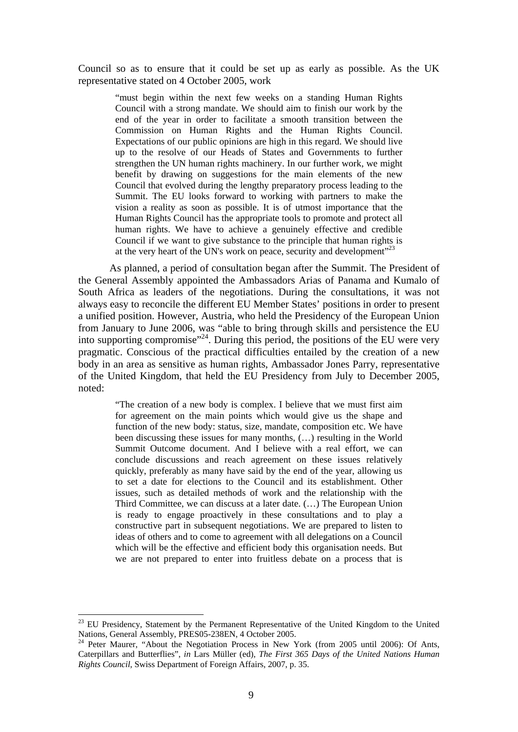Council so as to ensure that it could be set up as early as possible. As the UK representative stated on 4 October 2005, work

> "must begin within the next few weeks on a standing Human Rights Council with a strong mandate. We should aim to finish our work by the end of the year in order to facilitate a smooth transition between the Commission on Human Rights and the Human Rights Council. Expectations of our public opinions are high in this regard. We should live up to the resolve of our Heads of States and Governments to further strengthen the UN human rights machinery. In our further work, we might benefit by drawing on suggestions for the main elements of the new Council that evolved during the lengthy preparatory process leading to the Summit. The EU looks forward to working with partners to make the vision a reality as soon as possible. It is of utmost importance that the Human Rights Council has the appropriate tools to promote and protect all human rights. We have to achieve a genuinely effective and credible Council if we want to give substance to the principle that human rights is at the very heart of the UN's work on peace, security and development"[23]

As planned, a period of consultation began after the Summit. The President of the General Assembly appointed the Ambassadors Arias of Panama and Kumalo of South Africa as leaders of the negotiations. During the consultations, it was not always easy to reconcile the different EU Member States' positions in order to present a unified position. However, Austria, who held the Presidency of the European Union from January to June 2006, was "able to bring through skills and persistence the EU into supporting compromise"[24]. During this period, the positions of the EU were very pragmatic. Conscious of the practical difficulties entailed by the creation of a new body in an area as sensitive as human rights, Ambassador Jones Parry, representative of the United Kingdom, that held the EU Presidency from July to December 2005, noted:

> "The creation of a new body is complex. I believe that we must first aim for agreement on the main points which would give us the shape and function of the new body: status, size, mandate, composition etc. We have been discussing these issues for many months, (…) resulting in the World Summit Outcome document. And I believe with a real effort, we can conclude discussions and reach agreement on these issues relatively quickly, preferably as many have said by the end of the year, allowing us to set a date for elections to the Council and its establishment. Other issues, such as detailed methods of work and the relationship with the Third Committee, we can discuss at a later date. (…) The European Union is ready to engage proactively in these consultations and to play a constructive part in subsequent negotiations. We are prepared to listen to ideas of others and to come to agreement with all delegations on a Council which will be the effective and efficient body this organisation needs. But we are not prepared to enter into fruitless debate on a process that is

---

[23] EU Presidency, Statement by the Permanent Representative of the United Kingdom to the United Nations, General Assembly, PRES05-238EN, 4 October 2005.

[24] Peter Maurer, "About the Negotiation Process in New York (from 2005 until 2006): Of Ants, Caterpillars and Butterflies", *in* Lars Müller (ed), *The First 365 Days of the United Nations Human Rights Council*, Swiss Department of Foreign Affairs, 2007, p. 35.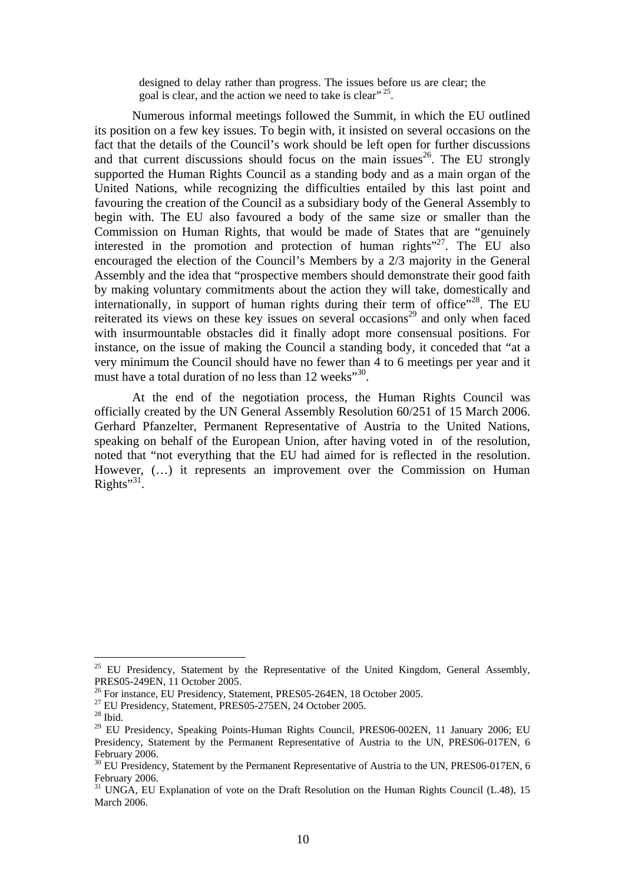> designed to delay rather than progress. The issues before us are clear; the goal is clear, and the action we need to take is clear" [25].

Numerous informal meetings followed the Summit, in which the EU outlined its position on a few key issues. To begin with, it insisted on several occasions on the fact that the details of the Council's work should be left open for further discussions and that current discussions should focus on the main issues[26]. The EU strongly supported the Human Rights Council as a standing body and as a main organ of the United Nations, while recognizing the difficulties entailed by this last point and favouring the creation of the Council as a subsidiary body of the General Assembly to begin with. The EU also favoured a body of the same size or smaller than the Commission on Human Rights, that would be made of States that are "genuinely interested in the promotion and protection of human rights"[27]. The EU also encouraged the election of the Council's Members by a 2/3 majority in the General Assembly and the idea that "prospective members should demonstrate their good faith by making voluntary commitments about the action they will take, domestically and internationally, in support of human rights during their term of office"[28]. The EU reiterated its views on these key issues on several occasions[29] and only when faced with insurmountable obstacles did it finally adopt more consensual positions. For instance, on the issue of making the Council a standing body, it conceded that "at a very minimum the Council should have no fewer than 4 to 6 meetings per year and it must have a total duration of no less than 12 weeks"[30].

At the end of the negotiation process, the Human Rights Council was officially created by the UN General Assembly Resolution 60/251 of 15 March 2006. Gerhard Pfanzelter, Permanent Representative of Austria to the United Nations, speaking on behalf of the European Union, after having voted in of the resolution, noted that "not everything that the EU had aimed for is reflected in the resolution. However, (…) it represents an improvement over the Commission on Human Rights"[31].

---

[25] EU Presidency, Statement by the Representative of the United Kingdom, General Assembly, PRES05-249EN, 11 October 2005.

[26] For instance, EU Presidency, Statement, PRES05-264EN, 18 October 2005.

[27] EU Presidency, Statement, PRES05-275EN, 24 October 2005.

[28] Ibid.

[29] EU Presidency, Speaking Points-Human Rights Council, PRES06-002EN, 11 January 2006; EU Presidency, Statement by the Permanent Representative of Austria to the UN, PRES06-017EN, 6 February 2006.

[30] EU Presidency, Statement by the Permanent Representative of Austria to the UN, PRES06-017EN, 6 February 2006.

[31] UNGA, EU Explanation of vote on the Draft Resolution on the Human Rights Council (L.48), 15 March 2006.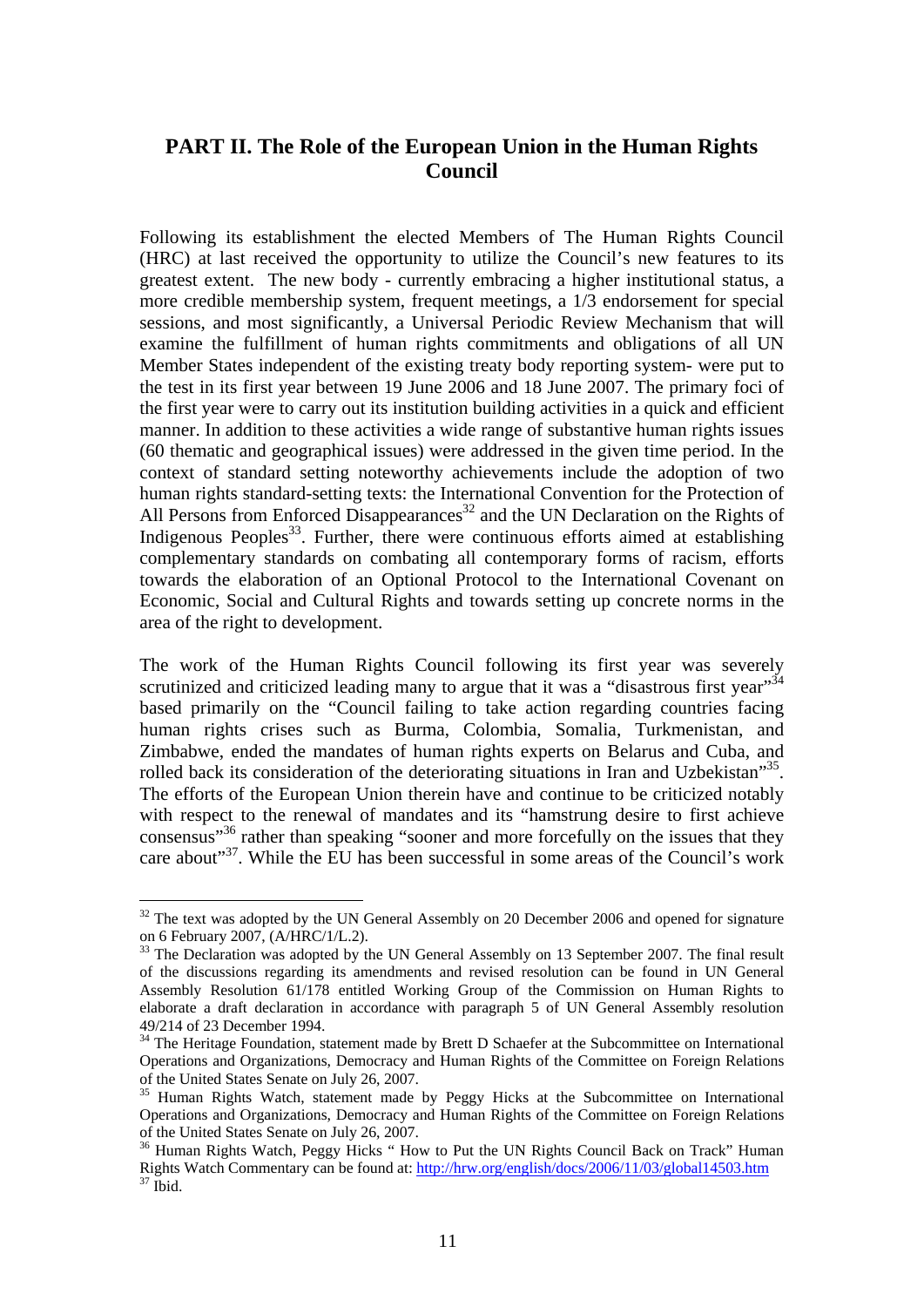## PART II. The Role of the European Union in the Human Rights Council

Following its establishment the elected Members of The Human Rights Council (HRC) at last received the opportunity to utilize the Council's new features to its greatest extent. The new body - currently embracing a higher institutional status, a more credible membership system, frequent meetings, a 1/3 endorsement for special sessions, and most significantly, a Universal Periodic Review Mechanism that will examine the fulfillment of human rights commitments and obligations of all UN Member States independent of the existing treaty body reporting system- were put to the test in its first year between 19 June 2006 and 18 June 2007. The primary foci of the first year were to carry out its institution building activities in a quick and efficient manner. In addition to these activities a wide range of substantive human rights issues (60 thematic and geographical issues) were addressed in the given time period. In the context of standard setting noteworthy achievements include the adoption of two human rights standard-setting texts: the International Convention for the Protection of All Persons from Enforced Disappearances[32] and the UN Declaration on the Rights of Indigenous Peoples[33]. Further, there were continuous efforts aimed at establishing complementary standards on combating all contemporary forms of racism, efforts towards the elaboration of an Optional Protocol to the International Covenant on Economic, Social and Cultural Rights and towards setting up concrete norms in the area of the right to development.

The work of the Human Rights Council following its first year was severely scrutinized and criticized leading many to argue that it was a "disastrous first year"[34] based primarily on the "Council failing to take action regarding countries facing human rights crises such as Burma, Colombia, Somalia, Turkmenistan, and Zimbabwe, ended the mandates of human rights experts on Belarus and Cuba, and rolled back its consideration of the deteriorating situations in Iran and Uzbekistan"[35]. The efforts of the European Union therein have and continue to be criticized notably with respect to the renewal of mandates and its "hamstrung desire to first achieve consensus"[36] rather than speaking "sooner and more forcefully on the issues that they care about"[37]. While the EU has been successful in some areas of the Council's work

---

[32] The text was adopted by the UN General Assembly on 20 December 2006 and opened for signature on 6 February 2007, (A/HRC/1/L.2).

[33] The Declaration was adopted by the UN General Assembly on 13 September 2007. The final result of the discussions regarding its amendments and revised resolution can be found in UN General Assembly Resolution 61/178 entitled Working Group of the Commission on Human Rights to elaborate a draft declaration in accordance with paragraph 5 of UN General Assembly resolution 49/214 of 23 December 1994.

[34] The Heritage Foundation, statement made by Brett D Schaefer at the Subcommittee on International Operations and Organizations, Democracy and Human Rights of the Committee on Foreign Relations of the United States Senate on July 26, 2007.

[35] Human Rights Watch, statement made by Peggy Hicks at the Subcommittee on International Operations and Organizations, Democracy and Human Rights of the Committee on Foreign Relations of the United States Senate on July 26, 2007.

[36] Human Rights Watch, Peggy Hicks " How to Put the UN Rights Council Back on Track" Human Rights Watch Commentary can be found at: http://hrw.org/english/docs/2006/11/03/global14503.htm

[37] Ibid.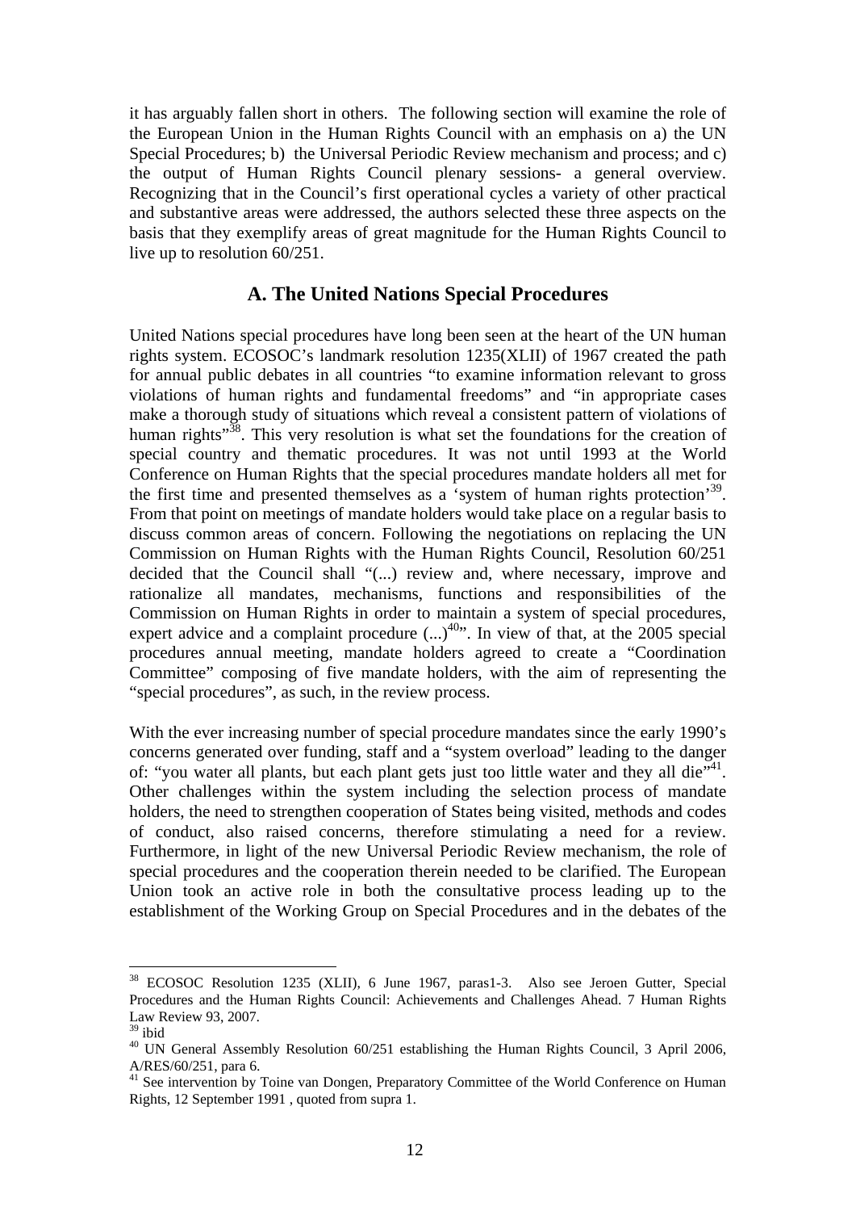it has arguably fallen short in others. The following section will examine the role of the European Union in the Human Rights Council with an emphasis on a) the UN Special Procedures; b) the Universal Periodic Review mechanism and process; and c) the output of Human Rights Council plenary sessions- a general overview. Recognizing that in the Council's first operational cycles a variety of other practical and substantive areas were addressed, the authors selected these three aspects on the basis that they exemplify areas of great magnitude for the Human Rights Council to live up to resolution 60/251.

## A. The United Nations Special Procedures

United Nations special procedures have long been seen at the heart of the UN human rights system. ECOSOC's landmark resolution 1235(XLII) of 1967 created the path for annual public debates in all countries "to examine information relevant to gross violations of human rights and fundamental freedoms" and "in appropriate cases make a thorough study of situations which reveal a consistent pattern of violations of human rights"[38]. This very resolution is what set the foundations for the creation of special country and thematic procedures. It was not until 1993 at the World Conference on Human Rights that the special procedures mandate holders all met for the first time and presented themselves as a 'system of human rights protection'[39]. From that point on meetings of mandate holders would take place on a regular basis to discuss common areas of concern. Following the negotiations on replacing the UN Commission on Human Rights with the Human Rights Council, Resolution 60/251 decided that the Council shall "(...) review and, where necessary, improve and rationalize all mandates, mechanisms, functions and responsibilities of the Commission on Human Rights in order to maintain a system of special procedures, expert advice and a complaint procedure (...)[40]". In view of that, at the 2005 special procedures annual meeting, mandate holders agreed to create a "Coordination Committee" composing of five mandate holders, with the aim of representing the "special procedures", as such, in the review process.

With the ever increasing number of special procedure mandates since the early 1990's concerns generated over funding, staff and a "system overload" leading to the danger of: "you water all plants, but each plant gets just too little water and they all die"[41]. Other challenges within the system including the selection process of mandate holders, the need to strengthen cooperation of States being visited, methods and codes of conduct, also raised concerns, therefore stimulating a need for a review. Furthermore, in light of the new Universal Periodic Review mechanism, the role of special procedures and the cooperation therein needed to be clarified. The European Union took an active role in both the consultative process leading up to the establishment of the Working Group on Special Procedures and in the debates of the

---

[38] ECOSOC Resolution 1235 (XLII), 6 June 1967, paras1-3. Also see Jeroen Gutter, Special Procedures and the Human Rights Council: Achievements and Challenges Ahead. 7 Human Rights Law Review 93, 2007.

[39] ibid

[40] UN General Assembly Resolution 60/251 establishing the Human Rights Council, 3 April 2006, A/RES/60/251, para 6.

[41] See intervention by Toine van Dongen, Preparatory Committee of the World Conference on Human Rights, 12 September 1991 , quoted from supra 1.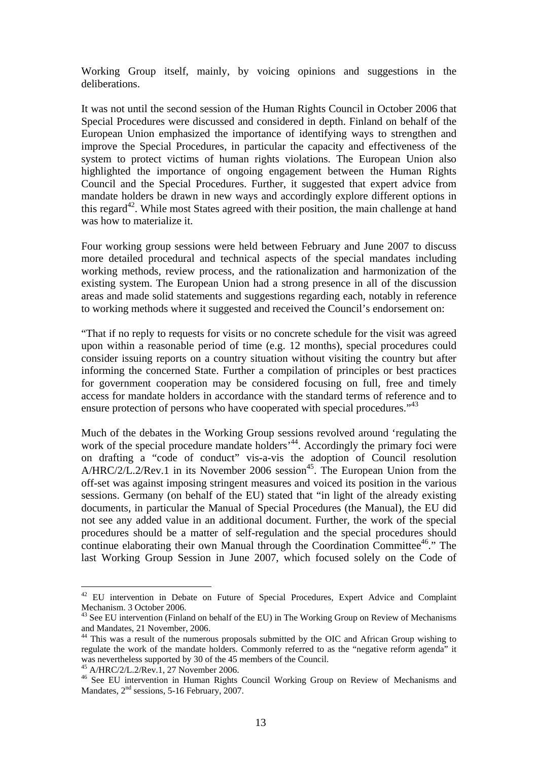Working Group itself, mainly, by voicing opinions and suggestions in the deliberations.

It was not until the second session of the Human Rights Council in October 2006 that Special Procedures were discussed and considered in depth. Finland on behalf of the European Union emphasized the importance of identifying ways to strengthen and improve the Special Procedures, in particular the capacity and effectiveness of the system to protect victims of human rights violations. The European Union also highlighted the importance of ongoing engagement between the Human Rights Council and the Special Procedures. Further, it suggested that expert advice from mandate holders be drawn in new ways and accordingly explore different options in this regard[42]. While most States agreed with their position, the main challenge at hand was how to materialize it.

Four working group sessions were held between February and June 2007 to discuss more detailed procedural and technical aspects of the special mandates including working methods, review process, and the rationalization and harmonization of the existing system. The European Union had a strong presence in all of the discussion areas and made solid statements and suggestions regarding each, notably in reference to working methods where it suggested and received the Council's endorsement on:

"That if no reply to requests for visits or no concrete schedule for the visit was agreed upon within a reasonable period of time (e.g. 12 months), special procedures could consider issuing reports on a country situation without visiting the country but after informing the concerned State. Further a compilation of principles or best practices for government cooperation may be considered focusing on full, free and timely access for mandate holders in accordance with the standard terms of reference and to ensure protection of persons who have cooperated with special procedures."[43]

Much of the debates in the Working Group sessions revolved around 'regulating the work of the special procedure mandate holders'[44]. Accordingly the primary foci were on drafting a "code of conduct" vis-a-vis the adoption of Council resolution A/HRC/2/L.2/Rev.1 in its November 2006 session[45]. The European Union from the off-set was against imposing stringent measures and voiced its position in the various sessions. Germany (on behalf of the EU) stated that "in light of the already existing documents, in particular the Manual of Special Procedures (the Manual), the EU did not see any added value in an additional document. Further, the work of the special procedures should be a matter of self-regulation and the special procedures should continue elaborating their own Manual through the Coordination Committee[46]." The last Working Group Session in June 2007, which focused solely on the Code of

---

[42] EU intervention in Debate on Future of Special Procedures, Expert Advice and Complaint Mechanism. 3 October 2006.

[43] See EU intervention (Finland on behalf of the EU) in The Working Group on Review of Mechanisms and Mandates, 21 November, 2006.

[44] This was a result of the numerous proposals submitted by the OIC and African Group wishing to regulate the work of the mandate holders. Commonly referred to as the "negative reform agenda" it was nevertheless supported by 30 of the 45 members of the Council.

[45] A/HRC/2/L.2/Rev.1, 27 November 2006.

[46] See EU intervention in Human Rights Council Working Group on Review of Mechanisms and Mandates, 2nd sessions, 5-16 February, 2007.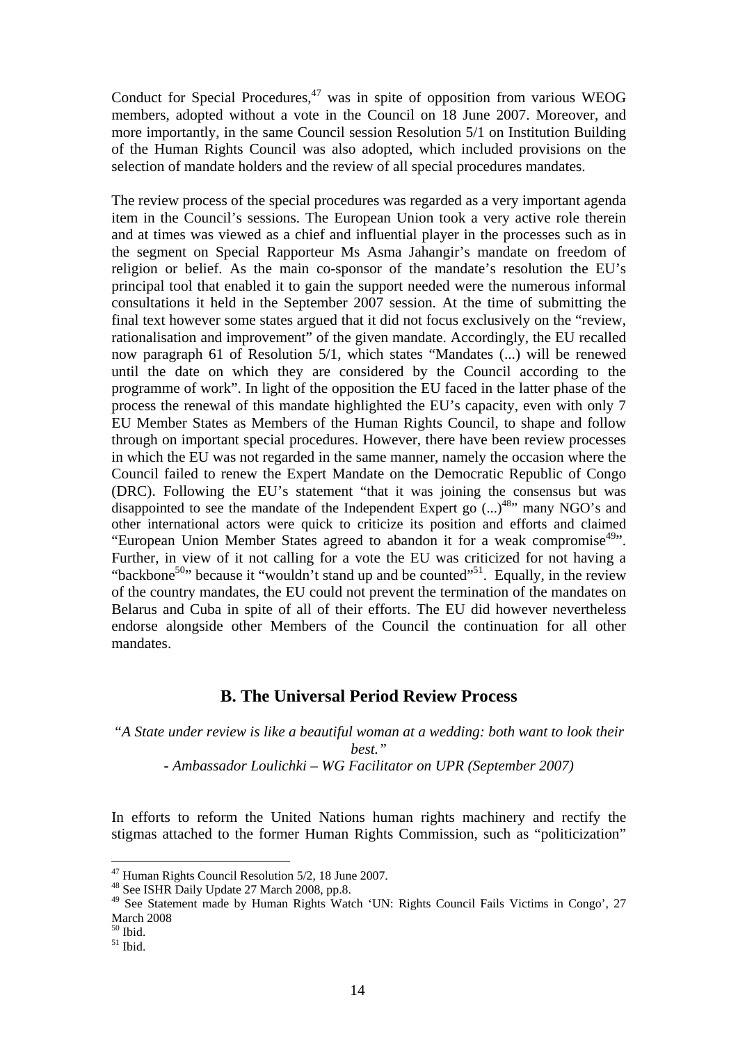Conduct for Special Procedures,[47] was in spite of opposition from various WEOG members, adopted without a vote in the Council on 18 June 2007. Moreover, and more importantly, in the same Council session Resolution 5/1 on Institution Building of the Human Rights Council was also adopted, which included provisions on the selection of mandate holders and the review of all special procedures mandates.

The review process of the special procedures was regarded as a very important agenda item in the Council's sessions. The European Union took a very active role therein and at times was viewed as a chief and influential player in the processes such as in the segment on Special Rapporteur Ms Asma Jahangir's mandate on freedom of religion or belief. As the main co-sponsor of the mandate's resolution the EU's principal tool that enabled it to gain the support needed were the numerous informal consultations it held in the September 2007 session. At the time of submitting the final text however some states argued that it did not focus exclusively on the "review, rationalisation and improvement" of the given mandate. Accordingly, the EU recalled now paragraph 61 of Resolution 5/1, which states "Mandates (...) will be renewed until the date on which they are considered by the Council according to the programme of work". In light of the opposition the EU faced in the latter phase of the process the renewal of this mandate highlighted the EU's capacity, even with only 7 EU Member States as Members of the Human Rights Council, to shape and follow through on important special procedures. However, there have been review processes in which the EU was not regarded in the same manner, namely the occasion where the Council failed to renew the Expert Mandate on the Democratic Republic of Congo (DRC). Following the EU's statement "that it was joining the consensus but was disappointed to see the mandate of the Independent Expert go (...)[48]" many NGO's and other international actors were quick to criticize its position and efforts and claimed "European Union Member States agreed to abandon it for a weak compromise[49]". Further, in view of it not calling for a vote the EU was criticized for not having a "backbone[50]" because it "wouldn't stand up and be counted"[51]. Equally, in the review of the country mandates, the EU could not prevent the termination of the mandates on Belarus and Cuba in spite of all of their efforts. The EU did however nevertheless endorse alongside other Members of the Council the continuation for all other mandates.

## B. The Universal Period Review Process

*"A State under review is like a beautiful woman at a wedding: both want to look their best."*
*- Ambassador Loulichki – WG Facilitator on UPR (September 2007)*

In efforts to reform the United Nations human rights machinery and rectify the stigmas attached to the former Human Rights Commission, such as "politicization"

---

[47] Human Rights Council Resolution 5/2, 18 June 2007.
[48] See ISHR Daily Update 27 March 2008, pp.8.
[49] See Statement made by Human Rights Watch 'UN: Rights Council Fails Victims in Congo', 27 March 2008
[50] Ibid.
[51] Ibid.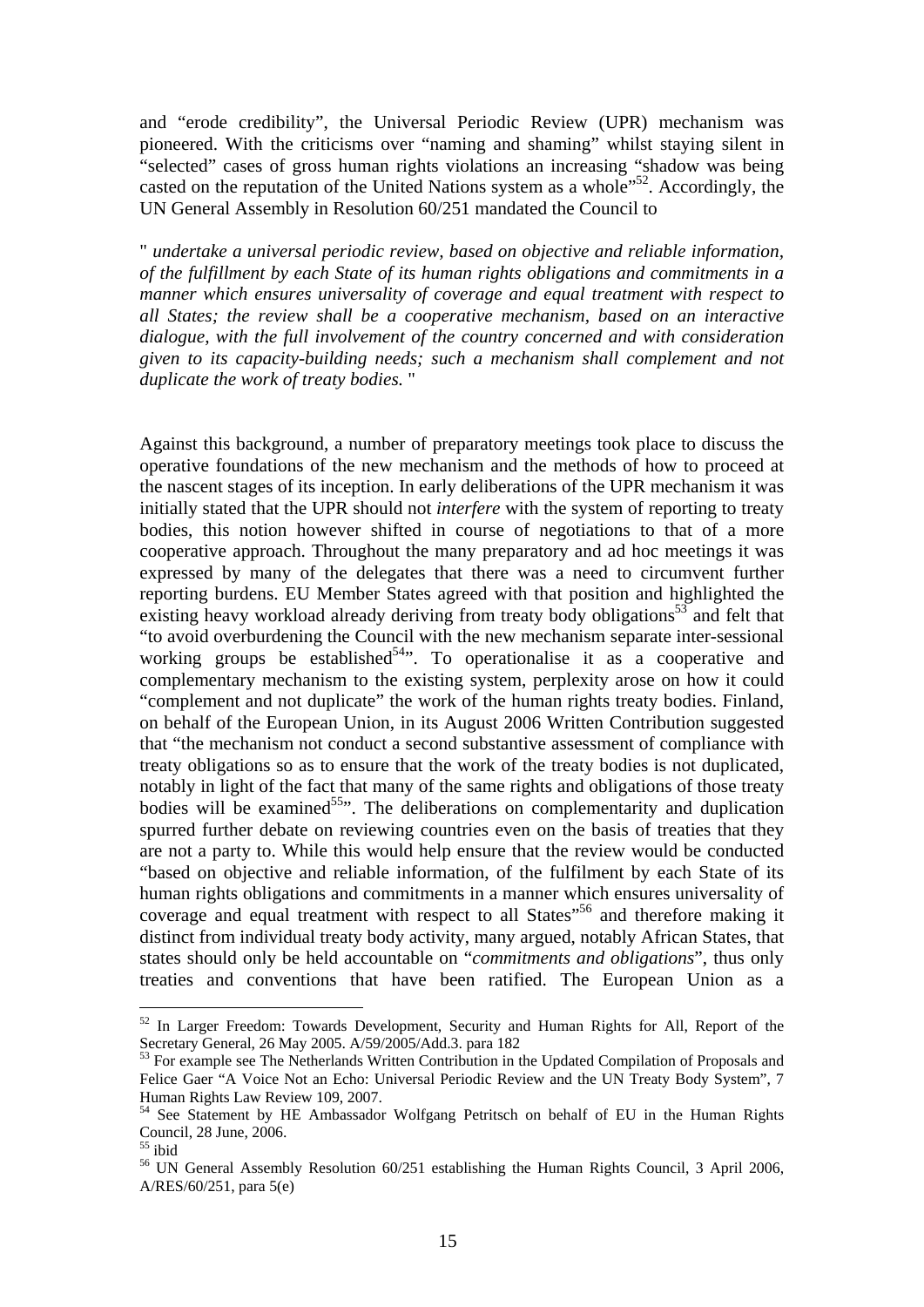and "erode credibility", the Universal Periodic Review (UPR) mechanism was pioneered. With the criticisms over "naming and shaming" whilst staying silent in "selected" cases of gross human rights violations an increasing "shadow was being casted on the reputation of the United Nations system as a whole"[52]. Accordingly, the UN General Assembly in Resolution 60/251 mandated the Council to

" *undertake a universal periodic review, based on objective and reliable information, of the fulfillment by each State of its human rights obligations and commitments in a manner which ensures universality of coverage and equal treatment with respect to all States; the review shall be a cooperative mechanism, based on an interactive dialogue, with the full involvement of the country concerned and with consideration given to its capacity-building needs; such a mechanism shall complement and not duplicate the work of treaty bodies.* "

Against this background, a number of preparatory meetings took place to discuss the operative foundations of the new mechanism and the methods of how to proceed at the nascent stages of its inception. In early deliberations of the UPR mechanism it was initially stated that the UPR should not *interfere* with the system of reporting to treaty bodies, this notion however shifted in course of negotiations to that of a more cooperative approach. Throughout the many preparatory and ad hoc meetings it was expressed by many of the delegates that there was a need to circumvent further reporting burdens. EU Member States agreed with that position and highlighted the existing heavy workload already deriving from treaty body obligations[53] and felt that "to avoid overburdening the Council with the new mechanism separate inter-sessional working groups be established[54]". To operationalise it as a cooperative and complementary mechanism to the existing system, perplexity arose on how it could "complement and not duplicate" the work of the human rights treaty bodies. Finland, on behalf of the European Union, in its August 2006 Written Contribution suggested that "the mechanism not conduct a second substantive assessment of compliance with treaty obligations so as to ensure that the work of the treaty bodies is not duplicated, notably in light of the fact that many of the same rights and obligations of those treaty bodies will be examined[55]". The deliberations on complementarity and duplication spurred further debate on reviewing countries even on the basis of treaties that they are not a party to. While this would help ensure that the review would be conducted "based on objective and reliable information, of the fulfilment by each State of its human rights obligations and commitments in a manner which ensures universality of coverage and equal treatment with respect to all States"[56] and therefore making it distinct from individual treaty body activity, many argued, notably African States, that states should only be held accountable on "*commitments and obligations*", thus only treaties and conventions that have been ratified. The European Union as a

---

[52] In Larger Freedom: Towards Development, Security and Human Rights for All, Report of the Secretary General, 26 May 2005. A/59/2005/Add.3. para 182

[53] For example see The Netherlands Written Contribution in the Updated Compilation of Proposals and Felice Gaer "A Voice Not an Echo: Universal Periodic Review and the UN Treaty Body System", 7 Human Rights Law Review 109, 2007.

[54] See Statement by HE Ambassador Wolfgang Petritsch on behalf of EU in the Human Rights Council, 28 June, 2006.

[55] ibid

[56] UN General Assembly Resolution 60/251 establishing the Human Rights Council, 3 April 2006, A/RES/60/251, para 5(e)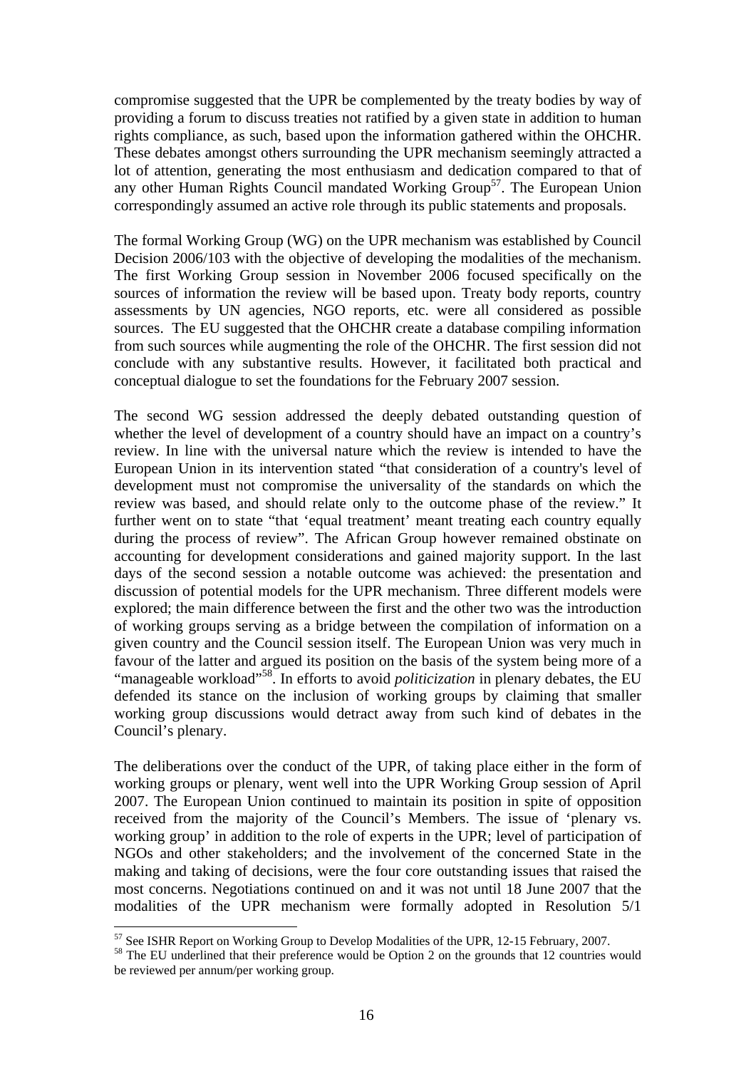compromise suggested that the UPR be complemented by the treaty bodies by way of providing a forum to discuss treaties not ratified by a given state in addition to human rights compliance, as such, based upon the information gathered within the OHCHR. These debates amongst others surrounding the UPR mechanism seemingly attracted a lot of attention, generating the most enthusiasm and dedication compared to that of any other Human Rights Council mandated Working Group[57]. The European Union correspondingly assumed an active role through its public statements and proposals.

The formal Working Group (WG) on the UPR mechanism was established by Council Decision 2006/103 with the objective of developing the modalities of the mechanism. The first Working Group session in November 2006 focused specifically on the sources of information the review will be based upon. Treaty body reports, country assessments by UN agencies, NGO reports, etc. were all considered as possible sources. The EU suggested that the OHCHR create a database compiling information from such sources while augmenting the role of the OHCHR. The first session did not conclude with any substantive results. However, it facilitated both practical and conceptual dialogue to set the foundations for the February 2007 session.

The second WG session addressed the deeply debated outstanding question of whether the level of development of a country should have an impact on a country's review. In line with the universal nature which the review is intended to have the European Union in its intervention stated "that consideration of a country's level of development must not compromise the universality of the standards on which the review was based, and should relate only to the outcome phase of the review." It further went on to state "that 'equal treatment' meant treating each country equally during the process of review". The African Group however remained obstinate on accounting for development considerations and gained majority support. In the last days of the second session a notable outcome was achieved: the presentation and discussion of potential models for the UPR mechanism. Three different models were explored; the main difference between the first and the other two was the introduction of working groups serving as a bridge between the compilation of information on a given country and the Council session itself. The European Union was very much in favour of the latter and argued its position on the basis of the system being more of a "manageable workload"[58]. In efforts to avoid *politicization* in plenary debates, the EU defended its stance on the inclusion of working groups by claiming that smaller working group discussions would detract away from such kind of debates in the Council's plenary.

The deliberations over the conduct of the UPR, of taking place either in the form of working groups or plenary, went well into the UPR Working Group session of April 2007. The European Union continued to maintain its position in spite of opposition received from the majority of the Council's Members. The issue of 'plenary vs. working group' in addition to the role of experts in the UPR; level of participation of NGOs and other stakeholders; and the involvement of the concerned State in the making and taking of decisions, were the four core outstanding issues that raised the most concerns. Negotiations continued on and it was not until 18 June 2007 that the modalities of the UPR mechanism were formally adopted in Resolution 5/1

---

[57] See ISHR Report on Working Group to Develop Modalities of the UPR, 12-15 February, 2007.

[58] The EU underlined that their preference would be Option 2 on the grounds that 12 countries would be reviewed per annum/per working group.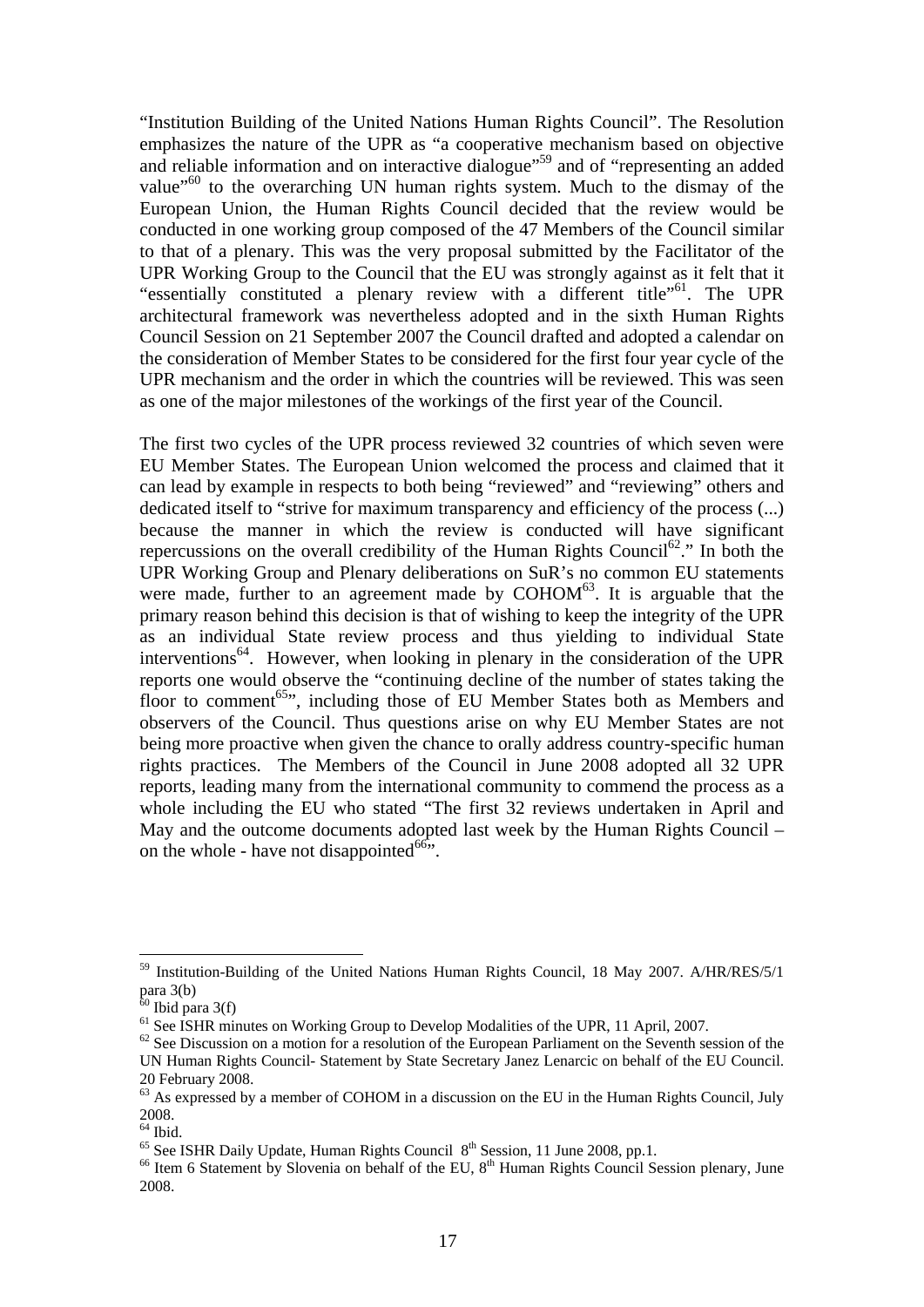"Institution Building of the United Nations Human Rights Council". The Resolution emphasizes the nature of the UPR as "a cooperative mechanism based on objective and reliable information and on interactive dialogue"[59] and of "representing an added value"[60] to the overarching UN human rights system. Much to the dismay of the European Union, the Human Rights Council decided that the review would be conducted in one working group composed of the 47 Members of the Council similar to that of a plenary. This was the very proposal submitted by the Facilitator of the UPR Working Group to the Council that the EU was strongly against as it felt that it "essentially constituted a plenary review with a different title"[61]. The UPR architectural framework was nevertheless adopted and in the sixth Human Rights Council Session on 21 September 2007 the Council drafted and adopted a calendar on the consideration of Member States to be considered for the first four year cycle of the UPR mechanism and the order in which the countries will be reviewed. This was seen as one of the major milestones of the workings of the first year of the Council.

The first two cycles of the UPR process reviewed 32 countries of which seven were EU Member States. The European Union welcomed the process and claimed that it can lead by example in respects to both being "reviewed" and "reviewing" others and dedicated itself to "strive for maximum transparency and efficiency of the process (...) because the manner in which the review is conducted will have significant repercussions on the overall credibility of the Human Rights Council[62]." In both the UPR Working Group and Plenary deliberations on SuR's no common EU statements were made, further to an agreement made by COHOM[63]. It is arguable that the primary reason behind this decision is that of wishing to keep the integrity of the UPR as an individual State review process and thus yielding to individual State interventions[64]. However, when looking in plenary in the consideration of the UPR reports one would observe the "continuing decline of the number of states taking the floor to comment[65]", including those of EU Member States both as Members and observers of the Council. Thus questions arise on why EU Member States are not being more proactive when given the chance to orally address country-specific human rights practices. The Members of the Council in June 2008 adopted all 32 UPR reports, leading many from the international community to commend the process as a whole including the EU who stated "The first 32 reviews undertaken in April and May and the outcome documents adopted last week by the Human Rights Council – on the whole - have not disappointed[66]".

---

[59] Institution-Building of the United Nations Human Rights Council, 18 May 2007. A/HR/RES/5/1 para 3(b)

[60] Ibid para 3(f)

[61] See ISHR minutes on Working Group to Develop Modalities of the UPR, 11 April, 2007.

[62] See Discussion on a motion for a resolution of the European Parliament on the Seventh session of the UN Human Rights Council- Statement by State Secretary Janez Lenarcic on behalf of the EU Council. 20 February 2008.

[63] As expressed by a member of COHOM in a discussion on the EU in the Human Rights Council, July 2008.

[64] Ibid.

[65] See ISHR Daily Update, Human Rights Council 8th Session, 11 June 2008, pp.1.

[66] Item 6 Statement by Slovenia on behalf of the EU, 8th Human Rights Council Session plenary, June 2008.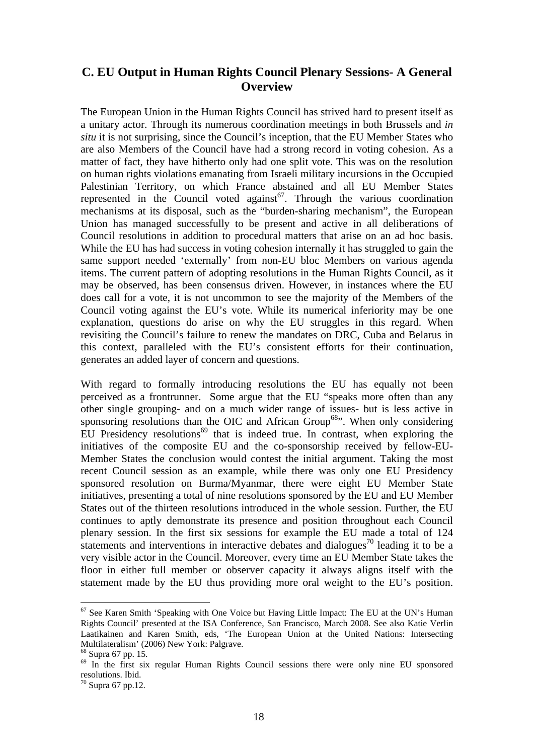## C. EU Output in Human Rights Council Plenary Sessions- A General Overview

The European Union in the Human Rights Council has strived hard to present itself as a unitary actor. Through its numerous coordination meetings in both Brussels and *in situ* it is not surprising, since the Council's inception, that the EU Member States who are also Members of the Council have had a strong record in voting cohesion. As a matter of fact, they have hitherto only had one split vote. This was on the resolution on human rights violations emanating from Israeli military incursions in the Occupied Palestinian Territory, on which France abstained and all EU Member States represented in the Council voted against[67]. Through the various coordination mechanisms at its disposal, such as the "burden-sharing mechanism", the European Union has managed successfully to be present and active in all deliberations of Council resolutions in addition to procedural matters that arise on an ad hoc basis. While the EU has had success in voting cohesion internally it has struggled to gain the same support needed 'externally' from non-EU bloc Members on various agenda items. The current pattern of adopting resolutions in the Human Rights Council, as it may be observed, has been consensus driven. However, in instances where the EU does call for a vote, it is not uncommon to see the majority of the Members of the Council voting against the EU's vote. While its numerical inferiority may be one explanation, questions do arise on why the EU struggles in this regard. When revisiting the Council's failure to renew the mandates on DRC, Cuba and Belarus in this context, paralleled with the EU's consistent efforts for their continuation, generates an added layer of concern and questions.

With regard to formally introducing resolutions the EU has equally not been perceived as a frontrunner. Some argue that the EU "speaks more often than any other single grouping- and on a much wider range of issues- but is less active in sponsoring resolutions than the OIC and African Group[68]". When only considering EU Presidency resolutions[69] that is indeed true. In contrast, when exploring the initiatives of the composite EU and the co-sponsorship received by fellow-EU-Member States the conclusion would contest the initial argument. Taking the most recent Council session as an example, while there was only one EU Presidency sponsored resolution on Burma/Myanmar, there were eight EU Member State initiatives, presenting a total of nine resolutions sponsored by the EU and EU Member States out of the thirteen resolutions introduced in the whole session. Further, the EU continues to aptly demonstrate its presence and position throughout each Council plenary session. In the first six sessions for example the EU made a total of 124 statements and interventions in interactive debates and dialogues[70] leading it to be a very visible actor in the Council. Moreover, every time an EU Member State takes the floor in either full member or observer capacity it always aligns itself with the statement made by the EU thus providing more oral weight to the EU's position.

---

[67] See Karen Smith 'Speaking with One Voice but Having Little Impact: The EU at the UN's Human Rights Council' presented at the ISA Conference, San Francisco, March 2008. See also Katie Verlin Laatikainen and Karen Smith, eds, 'The European Union at the United Nations: Intersecting Multilateralism' (2006) New York: Palgrave.

[68] Supra 67 pp. 15.

[69] In the first six regular Human Rights Council sessions there were only nine EU sponsored resolutions. Ibid.

[70] Supra 67 pp.12.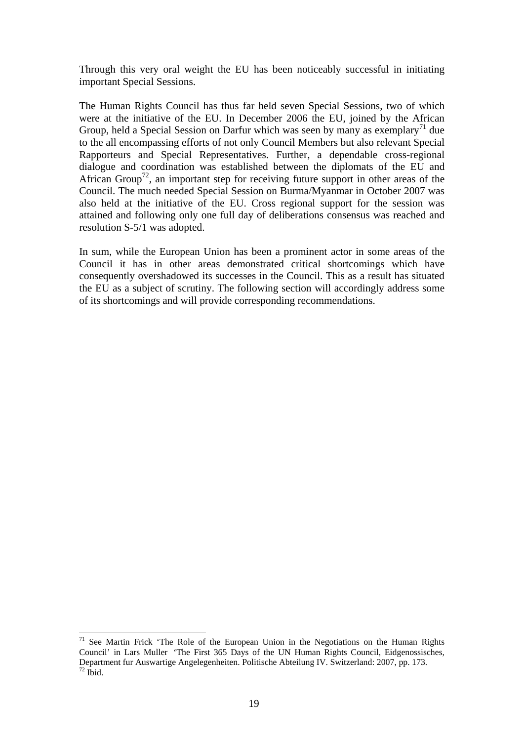Through this very oral weight the EU has been noticeably successful in initiating important Special Sessions.

The Human Rights Council has thus far held seven Special Sessions, two of which were at the initiative of the EU. In December 2006 the EU, joined by the African Group, held a Special Session on Darfur which was seen by many as exemplary[71] due to the all encompassing efforts of not only Council Members but also relevant Special Rapporteurs and Special Representatives. Further, a dependable cross-regional dialogue and coordination was established between the diplomats of the EU and African Group[72], an important step for receiving future support in other areas of the Council. The much needed Special Session on Burma/Myanmar in October 2007 was also held at the initiative of the EU. Cross regional support for the session was attained and following only one full day of deliberations consensus was reached and resolution S-5/1 was adopted.

In sum, while the European Union has been a prominent actor in some areas of the Council it has in other areas demonstrated critical shortcomings which have consequently overshadowed its successes in the Council. This as a result has situated the EU as a subject of scrutiny. The following section will accordingly address some of its shortcomings and will provide corresponding recommendations.

---

[71] See Martin Frick 'The Role of the European Union in the Negotiations on the Human Rights Council' in Lars Muller 'The First 365 Days of the UN Human Rights Council, Eidgenossisches, Department fur Auswartige Angelegenheiten. Politische Abteilung IV. Switzerland: 2007, pp. 173.

[72] Ibid.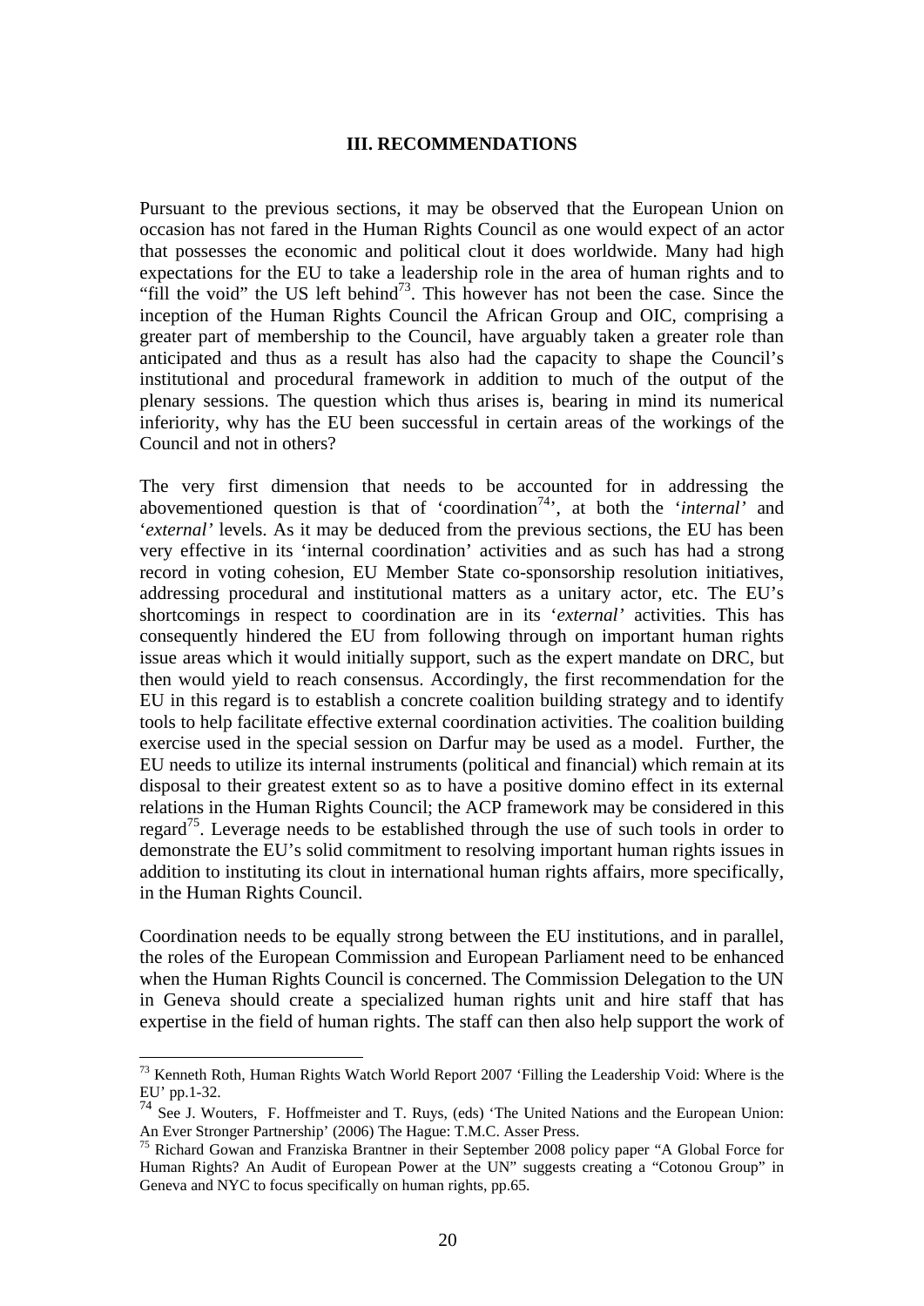## III. RECOMMENDATIONS

Pursuant to the previous sections, it may be observed that the European Union on occasion has not fared in the Human Rights Council as one would expect of an actor that possesses the economic and political clout it does worldwide. Many had high expectations for the EU to take a leadership role in the area of human rights and to "fill the void" the US left behind[73]. This however has not been the case. Since the inception of the Human Rights Council the African Group and OIC, comprising a greater part of membership to the Council, have arguably taken a greater role than anticipated and thus as a result has also had the capacity to shape the Council's institutional and procedural framework in addition to much of the output of the plenary sessions. The question which thus arises is, bearing in mind its numerical inferiority, why has the EU been successful in certain areas of the workings of the Council and not in others?

The very first dimension that needs to be accounted for in addressing the abovementioned question is that of 'coordination[74]', at both the '*internal*' and '*external*' levels. As it may be deduced from the previous sections, the EU has been very effective in its 'internal coordination' activities and as such has had a strong record in voting cohesion, EU Member State co-sponsorship resolution initiatives, addressing procedural and institutional matters as a unitary actor, etc. The EU's shortcomings in respect to coordination are in its '*external*' activities. This has consequently hindered the EU from following through on important human rights issue areas which it would initially support, such as the expert mandate on DRC, but then would yield to reach consensus. Accordingly, the first recommendation for the EU in this regard is to establish a concrete coalition building strategy and to identify tools to help facilitate effective external coordination activities. The coalition building exercise used in the special session on Darfur may be used as a model. Further, the EU needs to utilize its internal instruments (political and financial) which remain at its disposal to their greatest extent so as to have a positive domino effect in its external relations in the Human Rights Council; the ACP framework may be considered in this regard[75]. Leverage needs to be established through the use of such tools in order to demonstrate the EU's solid commitment to resolving important human rights issues in addition to instituting its clout in international human rights affairs, more specifically, in the Human Rights Council.

Coordination needs to be equally strong between the EU institutions, and in parallel, the roles of the European Commission and European Parliament need to be enhanced when the Human Rights Council is concerned. The Commission Delegation to the UN in Geneva should create a specialized human rights unit and hire staff that has expertise in the field of human rights. The staff can then also help support the work of

---

[73] Kenneth Roth, Human Rights Watch World Report 2007 'Filling the Leadership Void: Where is the EU' pp.1-32.

[74] See J. Wouters, F. Hoffmeister and T. Ruys, (eds) 'The United Nations and the European Union: An Ever Stronger Partnership' (2006) The Hague: T.M.C. Asser Press.

[75] Richard Gowan and Franziska Brantner in their September 2008 policy paper "A Global Force for Human Rights? An Audit of European Power at the UN" suggests creating a "Cotonou Group" in Geneva and NYC to focus specifically on human rights, pp.65.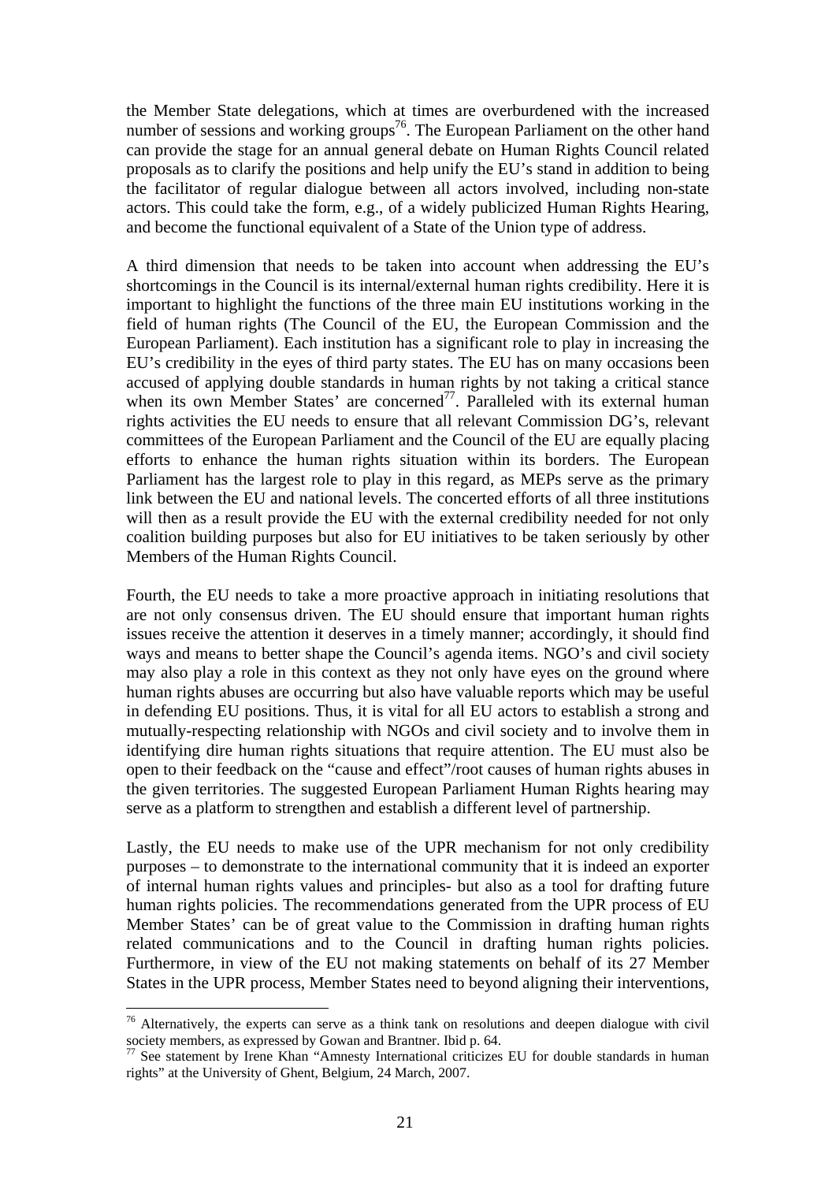the Member State delegations, which at times are overburdened with the increased number of sessions and working groups[76]. The European Parliament on the other hand can provide the stage for an annual general debate on Human Rights Council related proposals as to clarify the positions and help unify the EU's stand in addition to being the facilitator of regular dialogue between all actors involved, including non-state actors. This could take the form, e.g., of a widely publicized Human Rights Hearing, and become the functional equivalent of a State of the Union type of address.

A third dimension that needs to be taken into account when addressing the EU's shortcomings in the Council is its internal/external human rights credibility. Here it is important to highlight the functions of the three main EU institutions working in the field of human rights (The Council of the EU, the European Commission and the European Parliament). Each institution has a significant role to play in increasing the EU's credibility in the eyes of third party states. The EU has on many occasions been accused of applying double standards in human rights by not taking a critical stance when its own Member States' are concerned[77]. Paralleled with its external human rights activities the EU needs to ensure that all relevant Commission DG's, relevant committees of the European Parliament and the Council of the EU are equally placing efforts to enhance the human rights situation within its borders. The European Parliament has the largest role to play in this regard, as MEPs serve as the primary link between the EU and national levels. The concerted efforts of all three institutions will then as a result provide the EU with the external credibility needed for not only coalition building purposes but also for EU initiatives to be taken seriously by other Members of the Human Rights Council.

Fourth, the EU needs to take a more proactive approach in initiating resolutions that are not only consensus driven. The EU should ensure that important human rights issues receive the attention it deserves in a timely manner; accordingly, it should find ways and means to better shape the Council's agenda items. NGO's and civil society may also play a role in this context as they not only have eyes on the ground where human rights abuses are occurring but also have valuable reports which may be useful in defending EU positions. Thus, it is vital for all EU actors to establish a strong and mutually-respecting relationship with NGOs and civil society and to involve them in identifying dire human rights situations that require attention. The EU must also be open to their feedback on the "cause and effect"/root causes of human rights abuses in the given territories. The suggested European Parliament Human Rights hearing may serve as a platform to strengthen and establish a different level of partnership.

Lastly, the EU needs to make use of the UPR mechanism for not only credibility purposes – to demonstrate to the international community that it is indeed an exporter of internal human rights values and principles- but also as a tool for drafting future human rights policies. The recommendations generated from the UPR process of EU Member States' can be of great value to the Commission in drafting human rights related communications and to the Council in drafting human rights policies. Furthermore, in view of the EU not making statements on behalf of its 27 Member States in the UPR process, Member States need to beyond aligning their interventions,

---

[76] Alternatively, the experts can serve as a think tank on resolutions and deepen dialogue with civil society members, as expressed by Gowan and Brantner. Ibid p. 64.

[77] See statement by Irene Khan "Amnesty International criticizes EU for double standards in human rights" at the University of Ghent, Belgium, 24 March, 2007.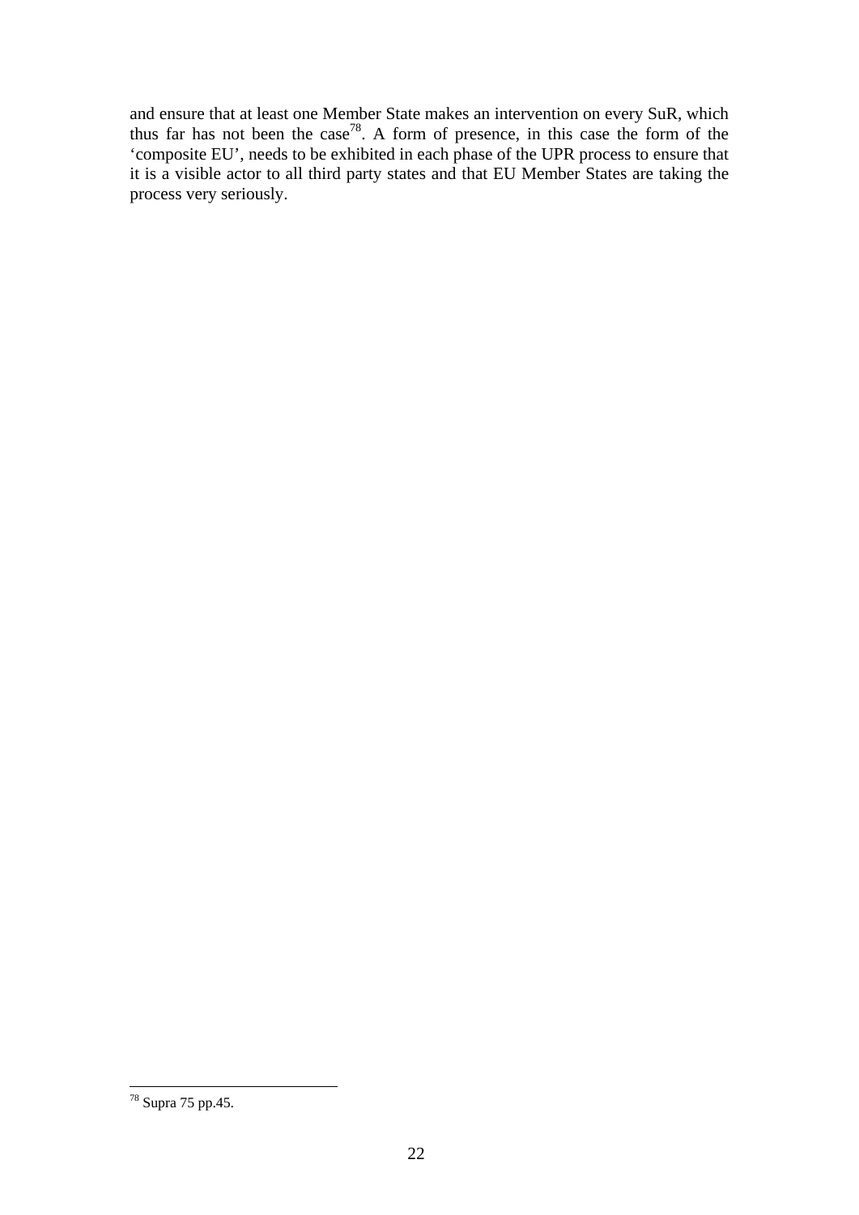and ensure that at least one Member State makes an intervention on every SuR, which thus far has not been the case[78]. A form of presence, in this case the form of the 'composite EU', needs to be exhibited in each phase of the UPR process to ensure that it is a visible actor to all third party states and that EU Member States are taking the process very seriously.

---

[78] Supra 75 pp.45.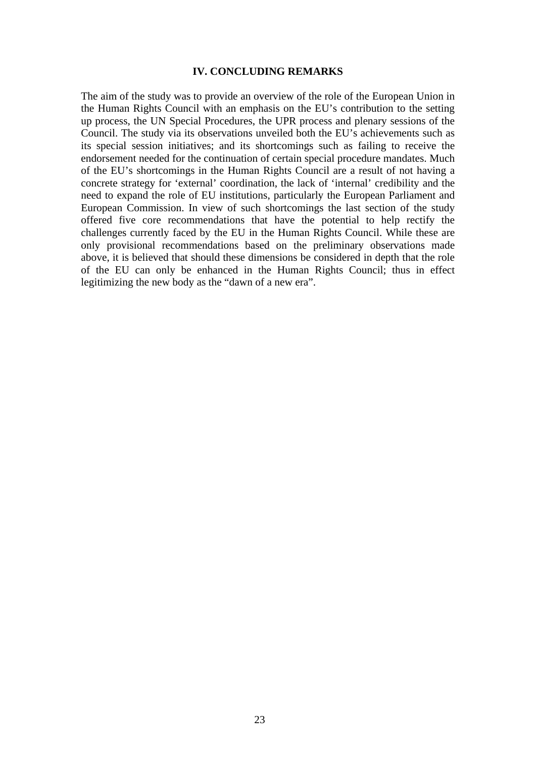## IV. CONCLUDING REMARKS

The aim of the study was to provide an overview of the role of the European Union in the Human Rights Council with an emphasis on the EU's contribution to the setting up process, the UN Special Procedures, the UPR process and plenary sessions of the Council. The study via its observations unveiled both the EU's achievements such as its special session initiatives; and its shortcomings such as failing to receive the endorsement needed for the continuation of certain special procedure mandates. Much of the EU's shortcomings in the Human Rights Council are a result of not having a concrete strategy for 'external' coordination, the lack of 'internal' credibility and the need to expand the role of EU institutions, particularly the European Parliament and European Commission. In view of such shortcomings the last section of the study offered five core recommendations that have the potential to help rectify the challenges currently faced by the EU in the Human Rights Council. While these are only provisional recommendations based on the preliminary observations made above, it is believed that should these dimensions be considered in depth that the role of the EU can only be enhanced in the Human Rights Council; thus in effect legitimizing the new body as the "dawn of a new era".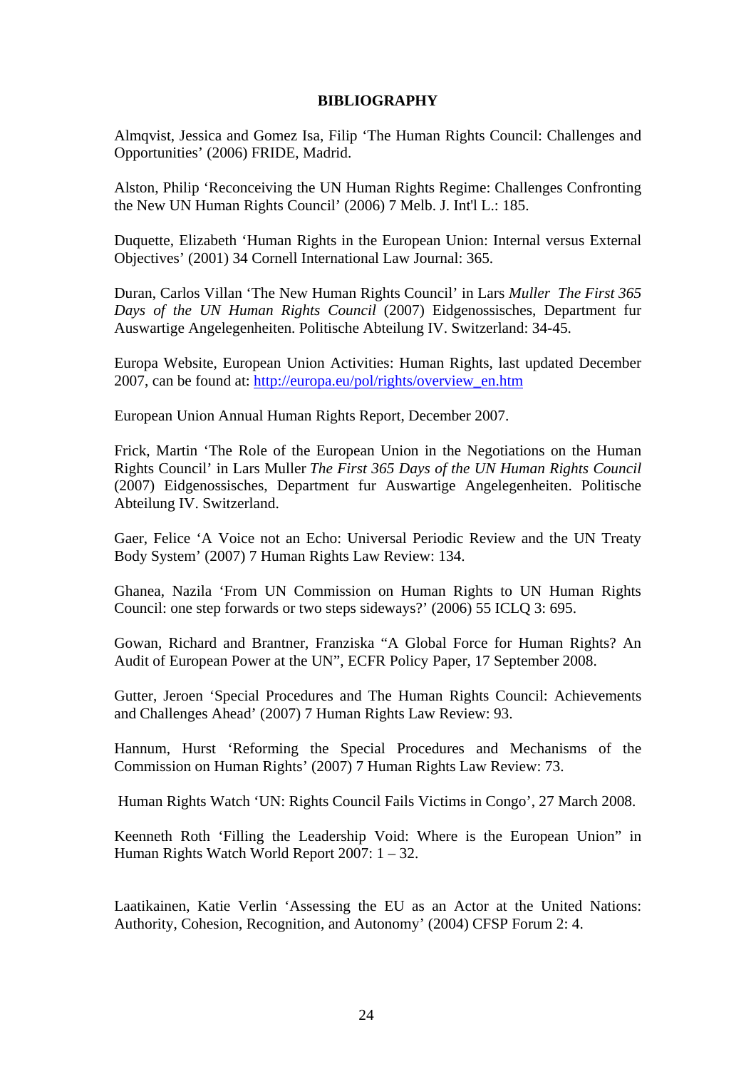**BIBLIOGRAPHY**

Almqvist, Jessica and Gomez Isa, Filip 'The Human Rights Council: Challenges and Opportunities' (2006) FRIDE, Madrid.

Alston, Philip 'Reconceiving the UN Human Rights Regime: Challenges Confronting the New UN Human Rights Council' (2006) 7 Melb. J. Int'l L.: 185.

Duquette, Elizabeth 'Human Rights in the European Union: Internal versus External Objectives' (2001) 34 Cornell International Law Journal: 365.

Duran, Carlos Villan 'The New Human Rights Council' in Lars *Muller The First 365 Days of the UN Human Rights Council* (2007) Eidgenossisches, Department fur Auswartige Angelegenheiten. Politische Abteilung IV. Switzerland: 34-45.

Europa Website, European Union Activities: Human Rights, last updated December 2007, can be found at: http://europa.eu/pol/rights/overview_en.htm

European Union Annual Human Rights Report, December 2007.

Frick, Martin 'The Role of the European Union in the Negotiations on the Human Rights Council' in Lars Muller *The First 365 Days of the UN Human Rights Council* (2007) Eidgenossisches, Department fur Auswartige Angelegenheiten. Politische Abteilung IV. Switzerland.

Gaer, Felice 'A Voice not an Echo: Universal Periodic Review and the UN Treaty Body System' (2007) 7 Human Rights Law Review: 134.

Ghanea, Nazila 'From UN Commission on Human Rights to UN Human Rights Council: one step forwards or two steps sideways?' (2006) 55 ICLQ 3: 695.

Gowan, Richard and Brantner, Franziska "A Global Force for Human Rights? An Audit of European Power at the UN", ECFR Policy Paper, 17 September 2008.

Gutter, Jeroen 'Special Procedures and The Human Rights Council: Achievements and Challenges Ahead' (2007) 7 Human Rights Law Review: 93.

Hannum, Hurst 'Reforming the Special Procedures and Mechanisms of the Commission on Human Rights' (2007) 7 Human Rights Law Review: 73.

Human Rights Watch 'UN: Rights Council Fails Victims in Congo', 27 March 2008.

Keenneth Roth 'Filling the Leadership Void: Where is the European Union" in Human Rights Watch World Report 2007: 1 – 32.

Laatikainen, Katie Verlin 'Assessing the EU as an Actor at the United Nations: Authority, Cohesion, Recognition, and Autonomy' (2004) CFSP Forum 2: 4.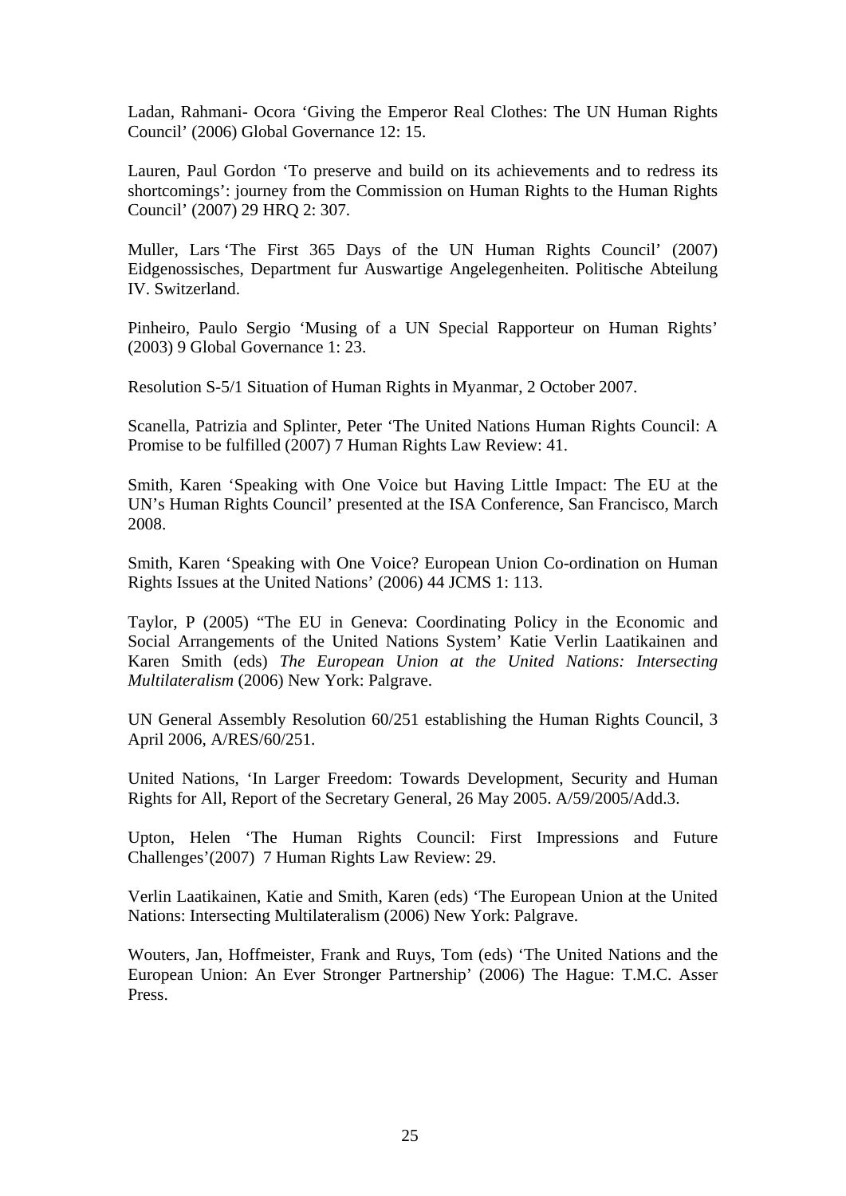Ladan, Rahmani- Ocora 'Giving the Emperor Real Clothes: The UN Human Rights Council' (2006) Global Governance 12: 15.

Lauren, Paul Gordon 'To preserve and build on its achievements and to redress its shortcomings': journey from the Commission on Human Rights to the Human Rights Council' (2007) 29 HRQ 2: 307.

Muller, Lars 'The First 365 Days of the UN Human Rights Council' (2007) Eidgenossisches, Department fur Auswartige Angelegenheiten. Politische Abteilung IV. Switzerland.

Pinheiro, Paulo Sergio 'Musing of a UN Special Rapporteur on Human Rights' (2003) 9 Global Governance 1: 23.

Resolution S-5/1 Situation of Human Rights in Myanmar, 2 October 2007.

Scanella, Patrizia and Splinter, Peter 'The United Nations Human Rights Council: A Promise to be fulfilled (2007) 7 Human Rights Law Review: 41.

Smith, Karen 'Speaking with One Voice but Having Little Impact: The EU at the UN's Human Rights Council' presented at the ISA Conference, San Francisco, March 2008.

Smith, Karen 'Speaking with One Voice? European Union Co-ordination on Human Rights Issues at the United Nations' (2006) 44 JCMS 1: 113.

Taylor, P (2005) "The EU in Geneva: Coordinating Policy in the Economic and Social Arrangements of the United Nations System' Katie Verlin Laatikainen and Karen Smith (eds) *The European Union at the United Nations: Intersecting Multilateralism* (2006) New York: Palgrave.

UN General Assembly Resolution 60/251 establishing the Human Rights Council, 3 April 2006, A/RES/60/251.

United Nations, 'In Larger Freedom: Towards Development, Security and Human Rights for All, Report of the Secretary General, 26 May 2005. A/59/2005/Add.3.

Upton, Helen 'The Human Rights Council: First Impressions and Future Challenges'(2007) 7 Human Rights Law Review: 29.

Verlin Laatikainen, Katie and Smith, Karen (eds) 'The European Union at the United Nations: Intersecting Multilateralism (2006) New York: Palgrave.

Wouters, Jan, Hoffmeister, Frank and Ruys, Tom (eds) 'The United Nations and the European Union: An Ever Stronger Partnership' (2006) The Hague: T.M.C. Asser Press.